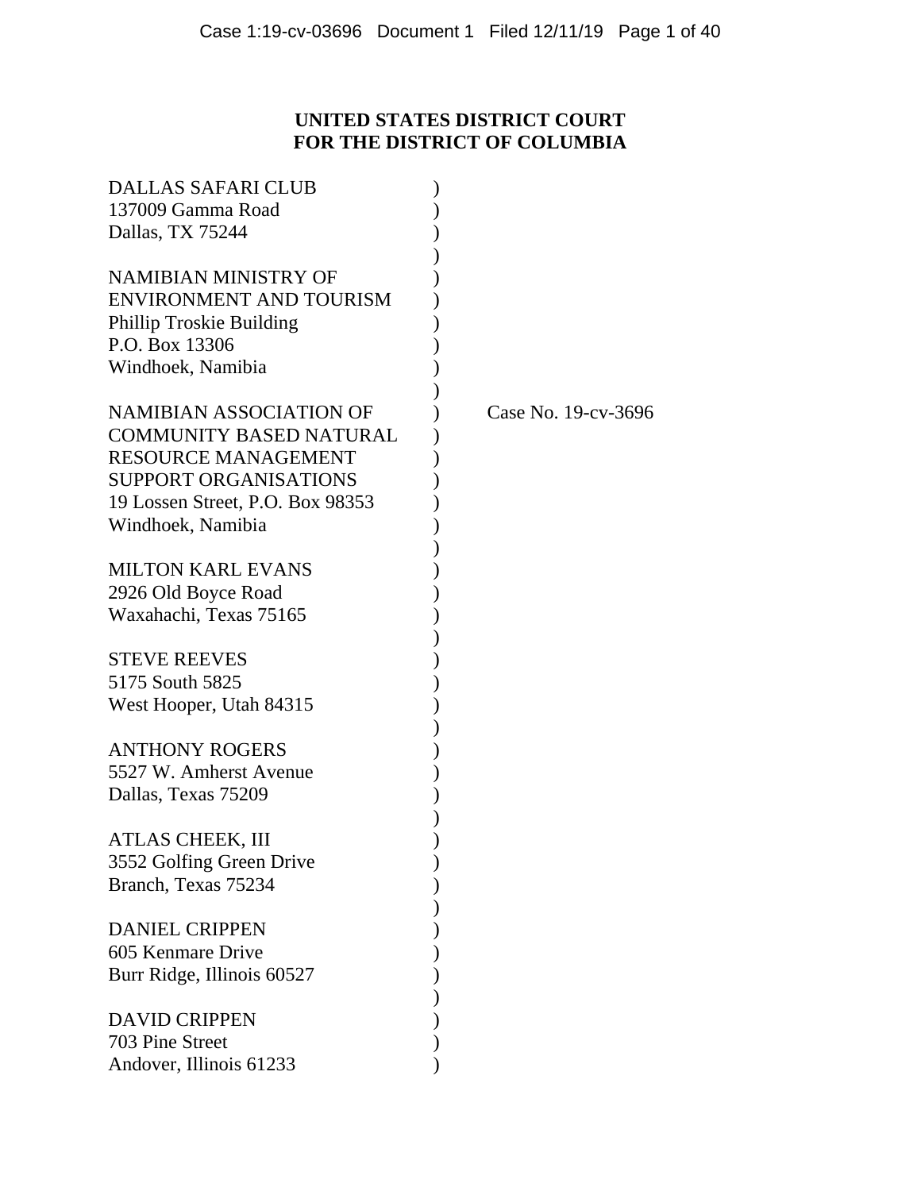**UNITED STATES DISTRICT COURT**
**FOR THE DISTRICT OF COLUMBIA**

DALLAS SAFARI CLUB
137009 Gamma Road
Dallas, TX 75244

NAMIBIAN MINISTRY OF
ENVIRONMENT AND TOURISM
Phillip Troskie Building
P.O. Box 13306
Windhoek, Namibia

NAMIBIAN ASSOCIATION OF
COMMUNITY BASED NATURAL
RESOURCE MANAGEMENT
SUPPORT ORGANISATIONS
19 Lossen Street, P.O. Box 98353
Windhoek, Namibia

Case No. 19-cv-3696

MILTON KARL EVANS
2926 Old Boyce Road
Waxahachi, Texas 75165

STEVE REEVES
5175 South 5825
West Hooper, Utah 84315

ANTHONY ROGERS
5527 W. Amherst Avenue
Dallas, Texas 75209

ATLAS CHEEK, III
3552 Golfing Green Drive
Branch, Texas 75234

DANIEL CRIPPEN
605 Kenmare Drive
Burr Ridge, Illinois 60527

DAVID CRIPPEN
703 Pine Street
Andover, Illinois 61233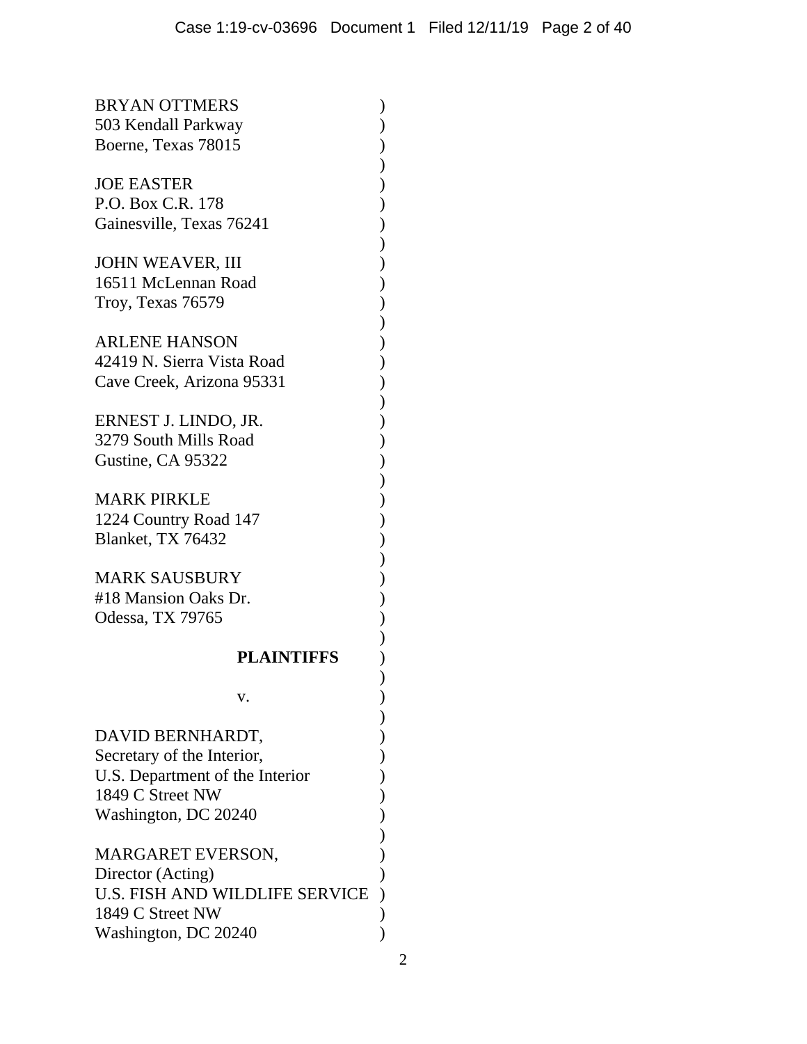BRYAN OTTMERS
503 Kendall Parkway
Boerne, Texas 78015

JOE EASTER
P.O. Box C.R. 178
Gainesville, Texas 76241

JOHN WEAVER, III
16511 McLennan Road
Troy, Texas 76579

ARLENE HANSON
42419 N. Sierra Vista Road
Cave Creek, Arizona 95331

ERNEST J. LINDO, JR.
3279 South Mills Road
Gustine, CA 95322

MARK PIRKLE
1224 Country Road 147
Blanket, TX 76432

MARK SAUSBURY
#18 Mansion Oaks Dr.
Odessa, TX 79765

**PLAINTIFFS**

v.

DAVID BERNHARDT,
Secretary of the Interior,
U.S. Department of the Interior
1849 C Street NW
Washington, DC 20240

MARGARET EVERSON,
Director (Acting)
U.S. FISH AND WILDLIFE SERVICE
1849 C Street NW
Washington, DC 20240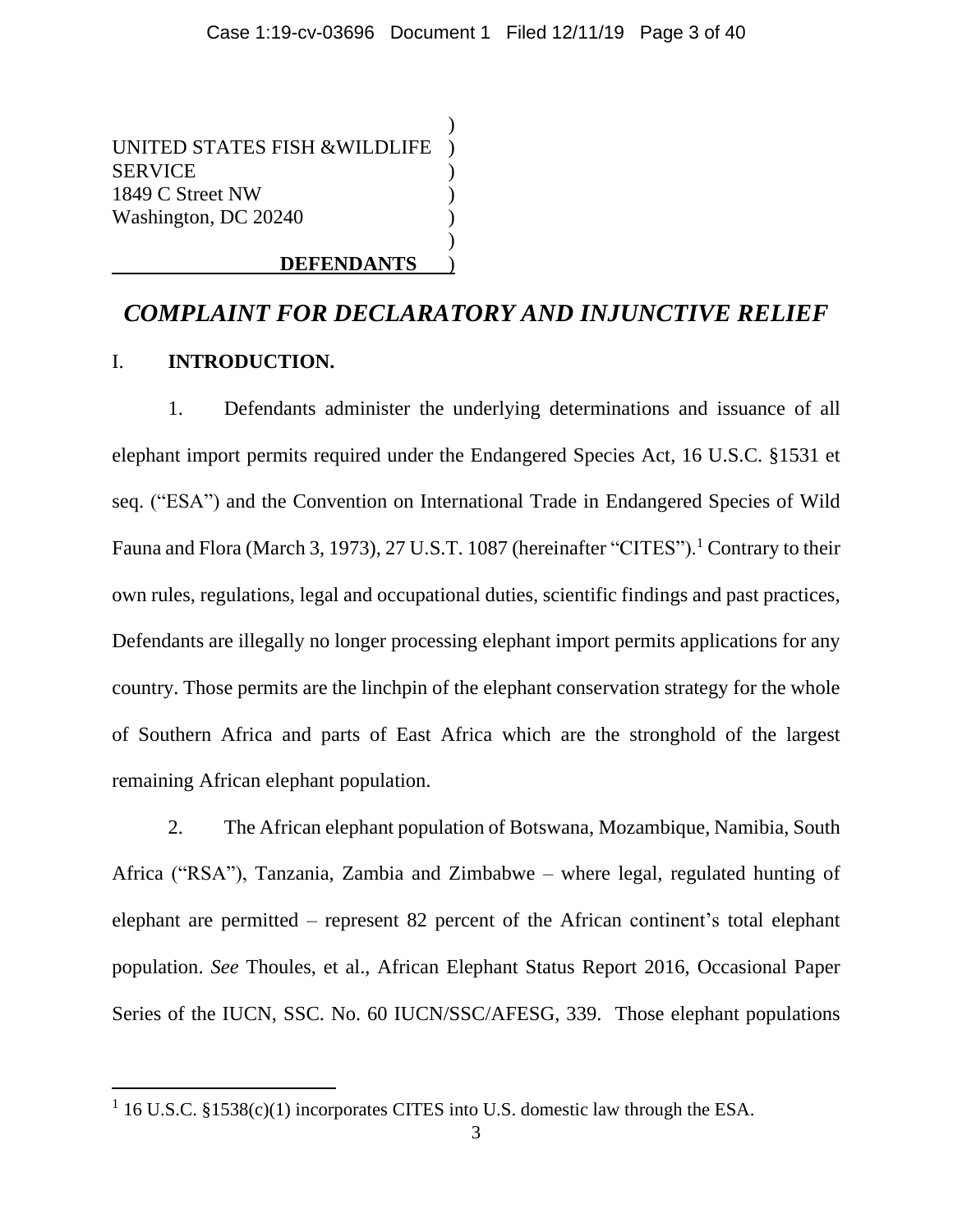UNITED STATES FISH &WILDLIFE SERVICE
1849 C Street NW
Washington, DC 20240

**DEFENDANTS**

## *COMPLAINT FOR DECLARATORY AND INJUNCTIVE RELIEF*

### I. **INTRODUCTION.**

1. Defendants administer the underlying determinations and issuance of all elephant import permits required under the Endangered Species Act, 16 U.S.C. §1531 et seq. ("ESA") and the Convention on International Trade in Endangered Species of Wild Fauna and Flora (March 3, 1973), 27 U.S.T. 1087 (hereinafter "CITES").[1] Contrary to their own rules, regulations, legal and occupational duties, scientific findings and past practices, Defendants are illegally no longer processing elephant import permits applications for any country. Those permits are the linchpin of the elephant conservation strategy for the whole of Southern Africa and parts of East Africa which are the stronghold of the largest remaining African elephant population.

2. The African elephant population of Botswana, Mozambique, Namibia, South Africa ("RSA"), Tanzania, Zambia and Zimbabwe – where legal, regulated hunting of elephant are permitted – represent 82 percent of the African continent's total elephant population. *See* Thoules, et al., African Elephant Status Report 2016, Occasional Paper Series of the IUCN, SSC. No. 60 IUCN/SSC/AFESG, 339. Those elephant populations

---

[1] 16 U.S.C. §1538(c)(1) incorporates CITES into U.S. domestic law through the ESA.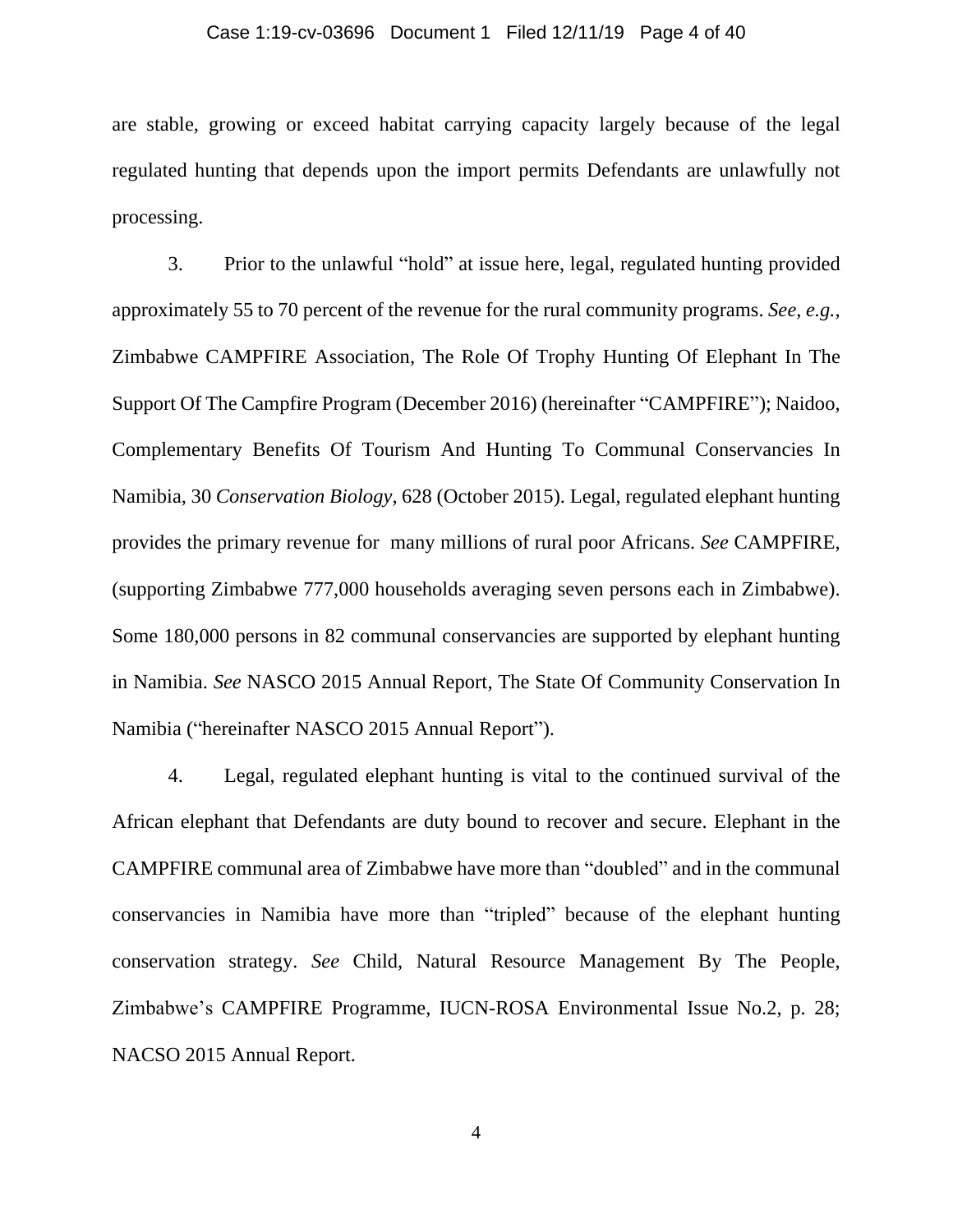are stable, growing or exceed habitat carrying capacity largely because of the legal regulated hunting that depends upon the import permits Defendants are unlawfully not processing.

3. Prior to the unlawful "hold" at issue here, legal, regulated hunting provided approximately 55 to 70 percent of the revenue for the rural community programs. *See, e.g.*, Zimbabwe CAMPFIRE Association, The Role Of Trophy Hunting Of Elephant In The Support Of The Campfire Program (December 2016) (hereinafter "CAMPFIRE"); Naidoo, Complementary Benefits Of Tourism And Hunting To Communal Conservancies In Namibia, 30 *Conservation Biology*, 628 (October 2015). Legal, regulated elephant hunting provides the primary revenue for many millions of rural poor Africans. *See* CAMPFIRE, (supporting Zimbabwe 777,000 households averaging seven persons each in Zimbabwe). Some 180,000 persons in 82 communal conservancies are supported by elephant hunting in Namibia. *See* NASCO 2015 Annual Report, The State Of Community Conservation In Namibia ("hereinafter NASCO 2015 Annual Report").

4. Legal, regulated elephant hunting is vital to the continued survival of the African elephant that Defendants are duty bound to recover and secure. Elephant in the CAMPFIRE communal area of Zimbabwe have more than "doubled" and in the communal conservancies in Namibia have more than "tripled" because of the elephant hunting conservation strategy. *See* Child, Natural Resource Management By The People, Zimbabwe's CAMPFIRE Programme, IUCN-ROSA Environmental Issue No.2, p. 28; NACSO 2015 Annual Report.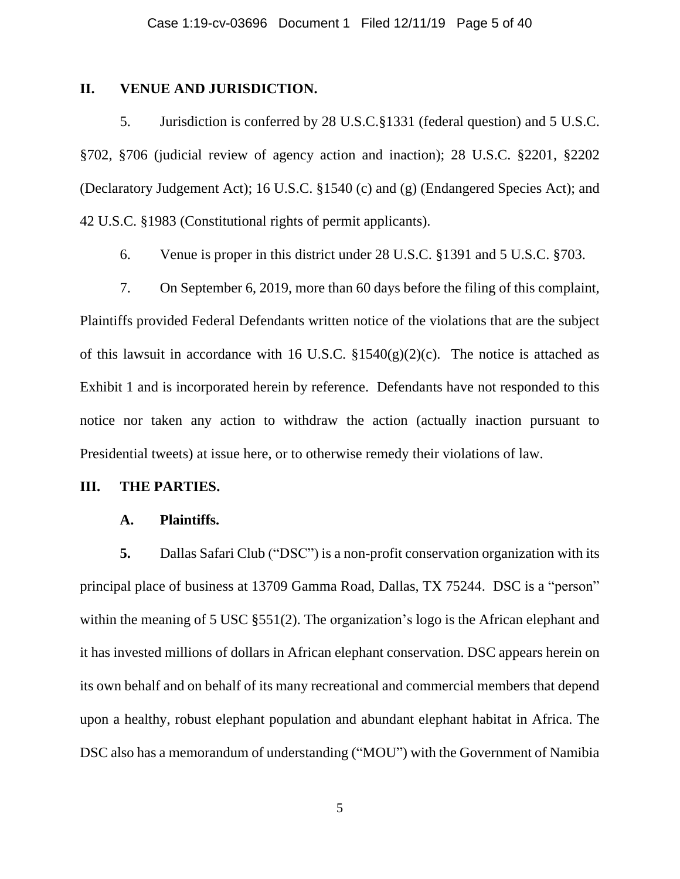## II. VENUE AND JURISDICTION.

5. Jurisdiction is conferred by 28 U.S.C.§1331 (federal question) and 5 U.S.C. §702, §706 (judicial review of agency action and inaction); 28 U.S.C. §2201, §2202 (Declaratory Judgement Act); 16 U.S.C. §1540 (c) and (g) (Endangered Species Act); and 42 U.S.C. §1983 (Constitutional rights of permit applicants).

6. Venue is proper in this district under 28 U.S.C. §1391 and 5 U.S.C. §703.

7. On September 6, 2019, more than 60 days before the filing of this complaint, Plaintiffs provided Federal Defendants written notice of the violations that are the subject of this lawsuit in accordance with 16 U.S.C. §1540(g)(2)(c). The notice is attached as Exhibit 1 and is incorporated herein by reference. Defendants have not responded to this notice nor taken any action to withdraw the action (actually inaction pursuant to Presidential tweets) at issue here, or to otherwise remedy their violations of law.

## III. THE PARTIES.

### A. Plaintiffs.

**5.** Dallas Safari Club ("DSC") is a non-profit conservation organization with its principal place of business at 13709 Gamma Road, Dallas, TX 75244. DSC is a "person" within the meaning of 5 USC §551(2). The organization's logo is the African elephant and it has invested millions of dollars in African elephant conservation. DSC appears herein on its own behalf and on behalf of its many recreational and commercial members that depend upon a healthy, robust elephant population and abundant elephant habitat in Africa. The DSC also has a memorandum of understanding ("MOU") with the Government of Namibia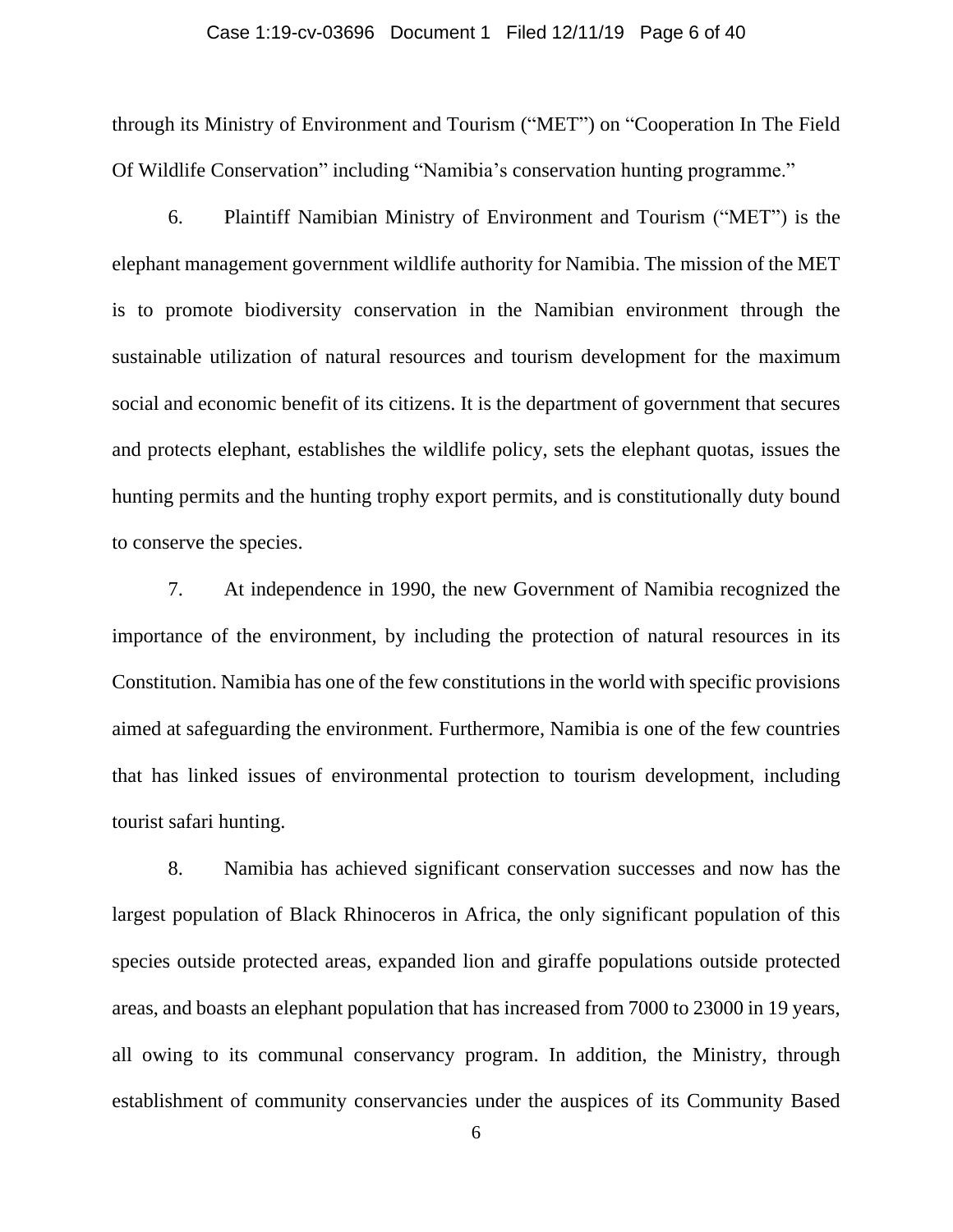through its Ministry of Environment and Tourism ("MET") on "Cooperation In The Field Of Wildlife Conservation" including "Namibia's conservation hunting programme."

6. Plaintiff Namibian Ministry of Environment and Tourism ("MET") is the elephant management government wildlife authority for Namibia. The mission of the MET is to promote biodiversity conservation in the Namibian environment through the sustainable utilization of natural resources and tourism development for the maximum social and economic benefit of its citizens. It is the department of government that secures and protects elephant, establishes the wildlife policy, sets the elephant quotas, issues the hunting permits and the hunting trophy export permits, and is constitutionally duty bound to conserve the species.

7. At independence in 1990, the new Government of Namibia recognized the importance of the environment, by including the protection of natural resources in its Constitution. Namibia has one of the few constitutions in the world with specific provisions aimed at safeguarding the environment. Furthermore, Namibia is one of the few countries that has linked issues of environmental protection to tourism development, including tourist safari hunting.

8. Namibia has achieved significant conservation successes and now has the largest population of Black Rhinoceros in Africa, the only significant population of this species outside protected areas, expanded lion and giraffe populations outside protected areas, and boasts an elephant population that has increased from 7000 to 23000 in 19 years, all owing to its communal conservancy program. In addition, the Ministry, through establishment of community conservancies under the auspices of its Community Based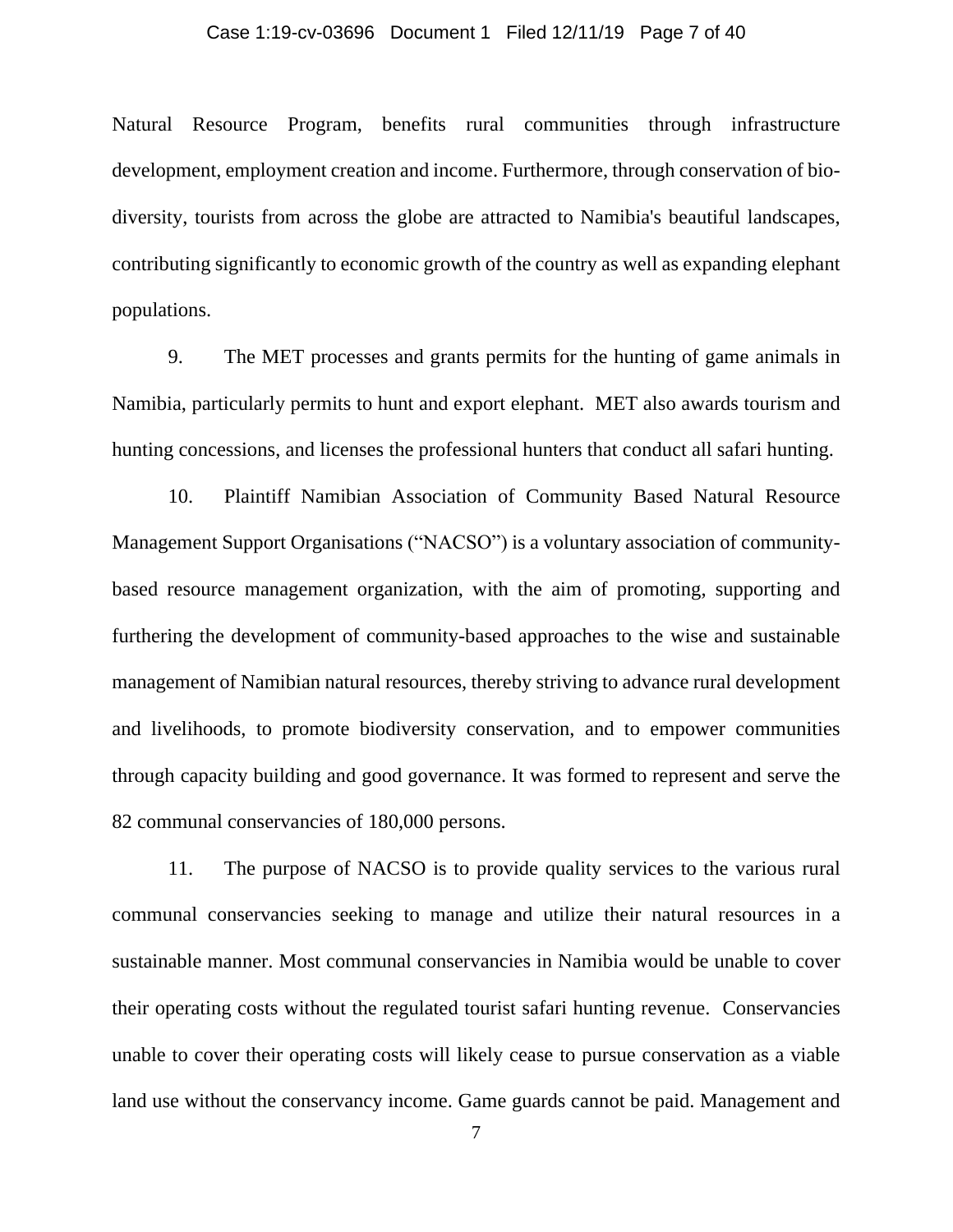Natural Resource Program, benefits rural communities through infrastructure development, employment creation and income. Furthermore, through conservation of bio-diversity, tourists from across the globe are attracted to Namibia's beautiful landscapes, contributing significantly to economic growth of the country as well as expanding elephant populations.

9. The MET processes and grants permits for the hunting of game animals in Namibia, particularly permits to hunt and export elephant. MET also awards tourism and hunting concessions, and licenses the professional hunters that conduct all safari hunting.

10. Plaintiff Namibian Association of Community Based Natural Resource Management Support Organisations ("NACSO") is a voluntary association of community-based resource management organization, with the aim of promoting, supporting and furthering the development of community-based approaches to the wise and sustainable management of Namibian natural resources, thereby striving to advance rural development and livelihoods, to promote biodiversity conservation, and to empower communities through capacity building and good governance. It was formed to represent and serve the 82 communal conservancies of 180,000 persons.

11. The purpose of NACSO is to provide quality services to the various rural communal conservancies seeking to manage and utilize their natural resources in a sustainable manner. Most communal conservancies in Namibia would be unable to cover their operating costs without the regulated tourist safari hunting revenue. Conservancies unable to cover their operating costs will likely cease to pursue conservation as a viable land use without the conservancy income. Game guards cannot be paid. Management and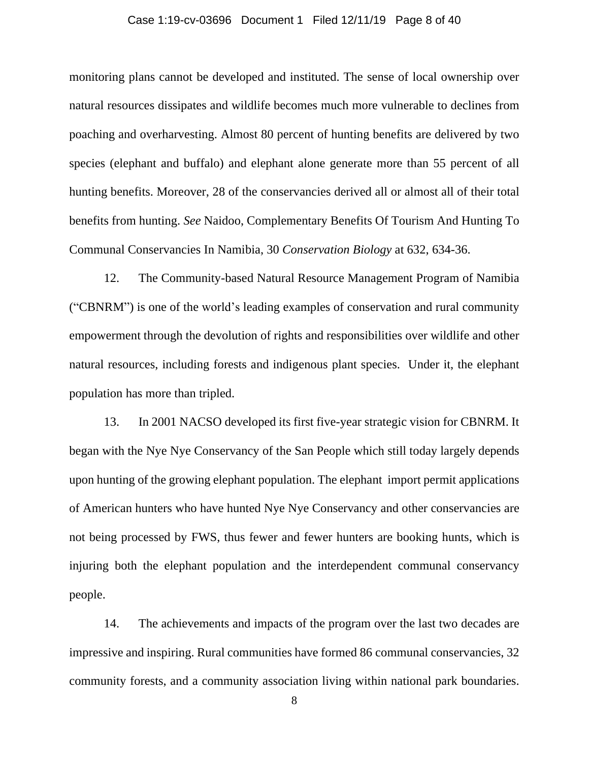monitoring plans cannot be developed and instituted. The sense of local ownership over natural resources dissipates and wildlife becomes much more vulnerable to declines from poaching and overharvesting. Almost 80 percent of hunting benefits are delivered by two species (elephant and buffalo) and elephant alone generate more than 55 percent of all hunting benefits. Moreover, 28 of the conservancies derived all or almost all of their total benefits from hunting. *See* Naidoo, Complementary Benefits Of Tourism And Hunting To Communal Conservancies In Namibia, 30 *Conservation Biology* at 632, 634-36.

12. The Community-based Natural Resource Management Program of Namibia ("CBNRM") is one of the world's leading examples of conservation and rural community empowerment through the devolution of rights and responsibilities over wildlife and other natural resources, including forests and indigenous plant species. Under it, the elephant population has more than tripled.

13. In 2001 NACSO developed its first five-year strategic vision for CBNRM. It began with the Nye Nye Conservancy of the San People which still today largely depends upon hunting of the growing elephant population. The elephant import permit applications of American hunters who have hunted Nye Nye Conservancy and other conservancies are not being processed by FWS, thus fewer and fewer hunters are booking hunts, which is injuring both the elephant population and the interdependent communal conservancy people.

14. The achievements and impacts of the program over the last two decades are impressive and inspiring. Rural communities have formed 86 communal conservancies, 32 community forests, and a community association living within national park boundaries.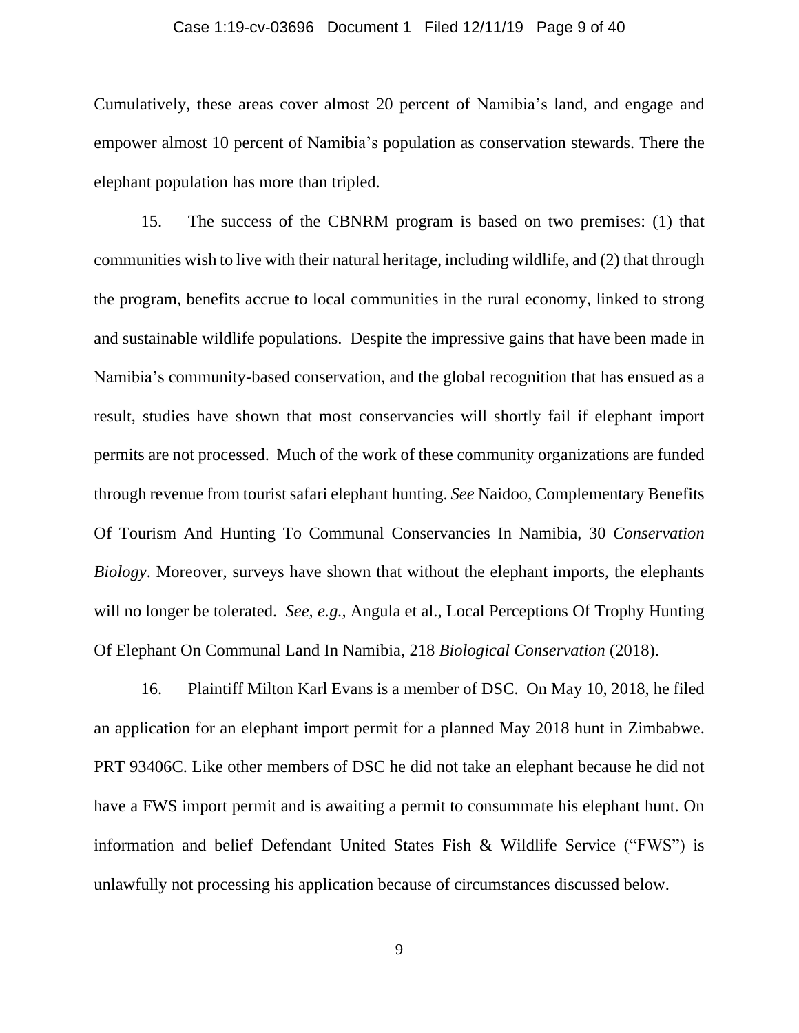Cumulatively, these areas cover almost 20 percent of Namibia's land, and engage and empower almost 10 percent of Namibia's population as conservation stewards. There the elephant population has more than tripled.

15. The success of the CBNRM program is based on two premises: (1) that communities wish to live with their natural heritage, including wildlife, and (2) that through the program, benefits accrue to local communities in the rural economy, linked to strong and sustainable wildlife populations. Despite the impressive gains that have been made in Namibia's community-based conservation, and the global recognition that has ensued as a result, studies have shown that most conservancies will shortly fail if elephant import permits are not processed. Much of the work of these community organizations are funded through revenue from tourist safari elephant hunting. *See* Naidoo, Complementary Benefits Of Tourism And Hunting To Communal Conservancies In Namibia, 30 *Conservation Biology*. Moreover, surveys have shown that without the elephant imports, the elephants will no longer be tolerated. *See, e.g.*, Angula et al., Local Perceptions Of Trophy Hunting Of Elephant On Communal Land In Namibia, 218 *Biological Conservation* (2018).

16. Plaintiff Milton Karl Evans is a member of DSC. On May 10, 2018, he filed an application for an elephant import permit for a planned May 2018 hunt in Zimbabwe. PRT 93406C. Like other members of DSC he did not take an elephant because he did not have a FWS import permit and is awaiting a permit to consummate his elephant hunt. On information and belief Defendant United States Fish & Wildlife Service ("FWS") is unlawfully not processing his application because of circumstances discussed below.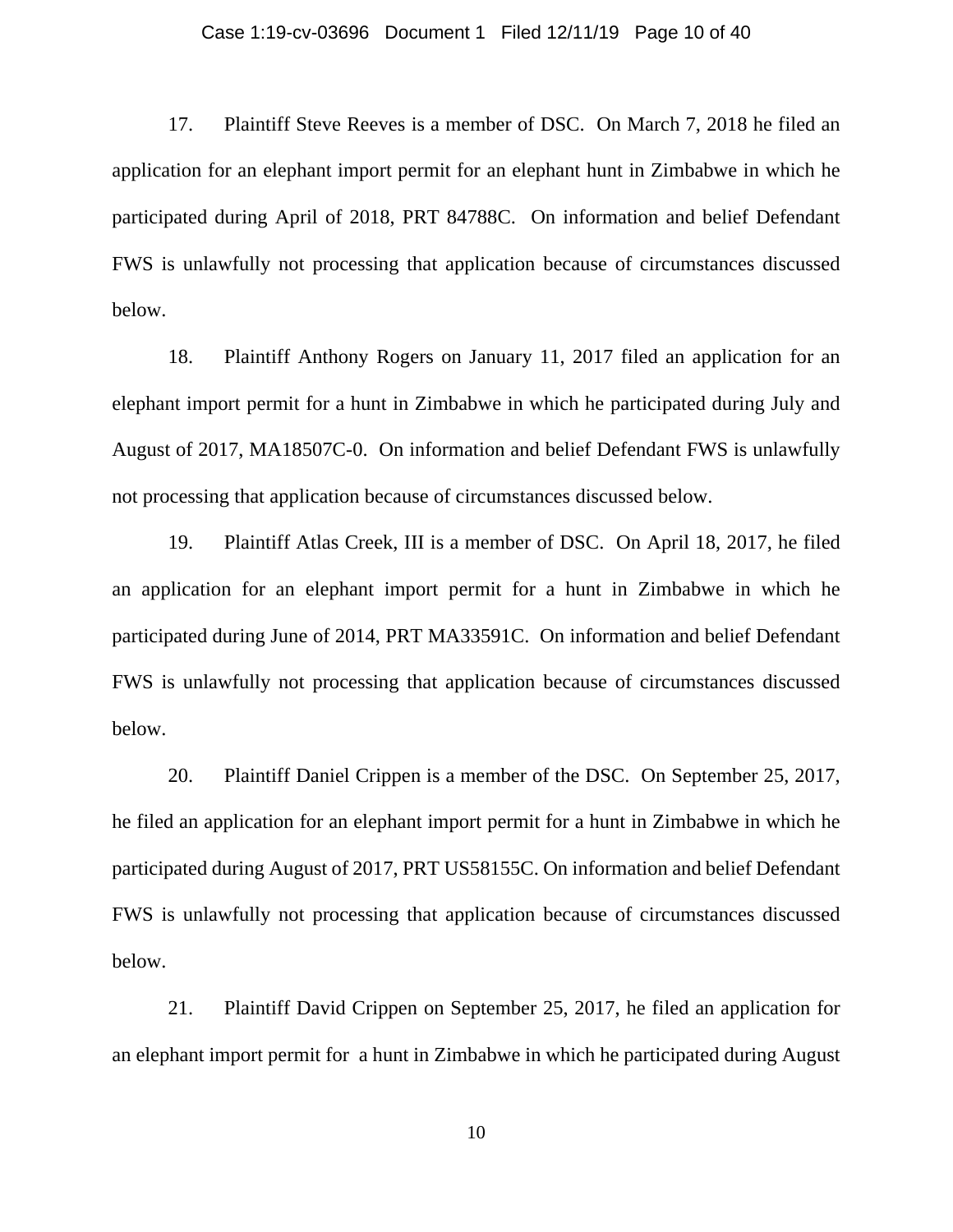17. Plaintiff Steve Reeves is a member of DSC. On March 7, 2018 he filed an application for an elephant import permit for an elephant hunt in Zimbabwe in which he participated during April of 2018, PRT 84788C. On information and belief Defendant FWS is unlawfully not processing that application because of circumstances discussed below.

18. Plaintiff Anthony Rogers on January 11, 2017 filed an application for an elephant import permit for a hunt in Zimbabwe in which he participated during July and August of 2017, MA18507C-0. On information and belief Defendant FWS is unlawfully not processing that application because of circumstances discussed below.

19. Plaintiff Atlas Creek, III is a member of DSC. On April 18, 2017, he filed an application for an elephant import permit for a hunt in Zimbabwe in which he participated during June of 2014, PRT MA33591C. On information and belief Defendant FWS is unlawfully not processing that application because of circumstances discussed below.

20. Plaintiff Daniel Crippen is a member of the DSC. On September 25, 2017, he filed an application for an elephant import permit for a hunt in Zimbabwe in which he participated during August of 2017, PRT US58155C. On information and belief Defendant FWS is unlawfully not processing that application because of circumstances discussed below.

21. Plaintiff David Crippen on September 25, 2017, he filed an application for an elephant import permit for a hunt in Zimbabwe in which he participated during August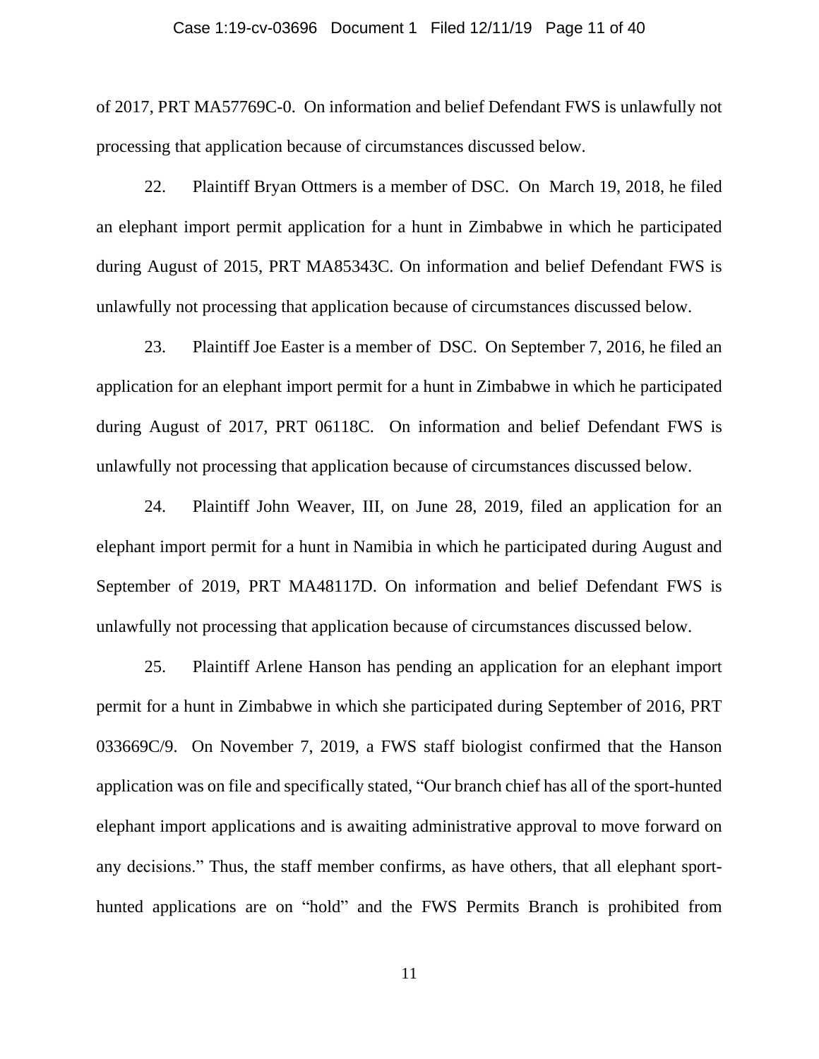of 2017, PRT MA57769C-0. On information and belief Defendant FWS is unlawfully not processing that application because of circumstances discussed below.

22. Plaintiff Bryan Ottmers is a member of DSC. On March 19, 2018, he filed an elephant import permit application for a hunt in Zimbabwe in which he participated during August of 2015, PRT MA85343C. On information and belief Defendant FWS is unlawfully not processing that application because of circumstances discussed below.

23. Plaintiff Joe Easter is a member of DSC. On September 7, 2016, he filed an application for an elephant import permit for a hunt in Zimbabwe in which he participated during August of 2017, PRT 06118C. On information and belief Defendant FWS is unlawfully not processing that application because of circumstances discussed below.

24. Plaintiff John Weaver, III, on June 28, 2019, filed an application for an elephant import permit for a hunt in Namibia in which he participated during August and September of 2019, PRT MA48117D. On information and belief Defendant FWS is unlawfully not processing that application because of circumstances discussed below.

25. Plaintiff Arlene Hanson has pending an application for an elephant import permit for a hunt in Zimbabwe in which she participated during September of 2016, PRT 033669C/9. On November 7, 2019, a FWS staff biologist confirmed that the Hanson application was on file and specifically stated, "Our branch chief has all of the sport-hunted elephant import applications and is awaiting administrative approval to move forward on any decisions." Thus, the staff member confirms, as have others, that all elephant sport-hunted applications are on "hold" and the FWS Permits Branch is prohibited from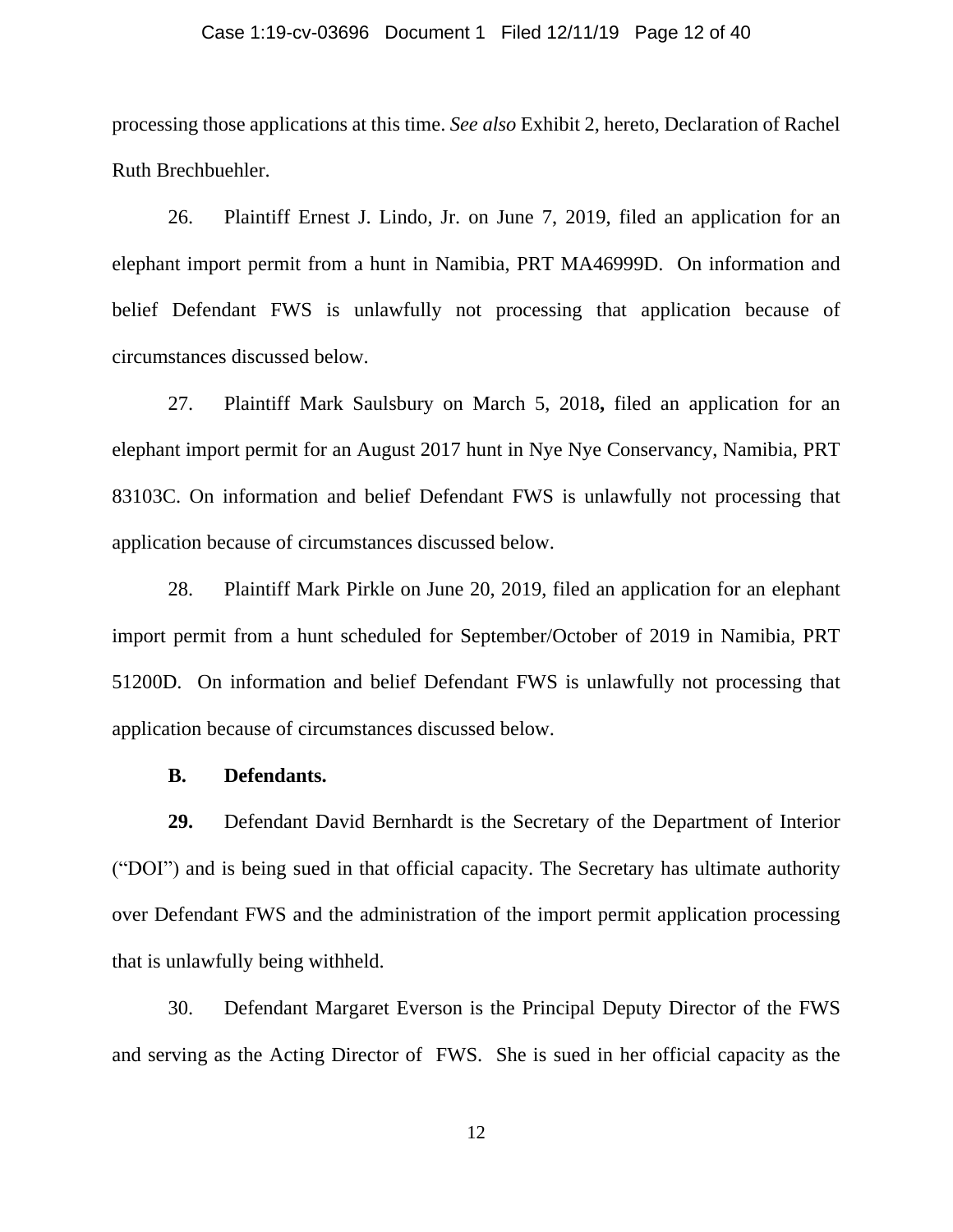processing those applications at this time. *See also* Exhibit 2, hereto, Declaration of Rachel Ruth Brechbuehler.

26. Plaintiff Ernest J. Lindo, Jr. on June 7, 2019, filed an application for an elephant import permit from a hunt in Namibia, PRT MA46999D. On information and belief Defendant FWS is unlawfully not processing that application because of circumstances discussed below.

27. Plaintiff Mark Saulsbury on March 5, 2018**,** filed an application for an elephant import permit for an August 2017 hunt in Nye Nye Conservancy, Namibia, PRT 83103C. On information and belief Defendant FWS is unlawfully not processing that application because of circumstances discussed below.

28. Plaintiff Mark Pirkle on June 20, 2019, filed an application for an elephant import permit from a hunt scheduled for September/October of 2019 in Namibia, PRT 51200D. On information and belief Defendant FWS is unlawfully not processing that application because of circumstances discussed below.

**B. Defendants.**

**29.** Defendant David Bernhardt is the Secretary of the Department of Interior ("DOI") and is being sued in that official capacity. The Secretary has ultimate authority over Defendant FWS and the administration of the import permit application processing that is unlawfully being withheld.

30. Defendant Margaret Everson is the Principal Deputy Director of the FWS and serving as the Acting Director of FWS. She is sued in her official capacity as the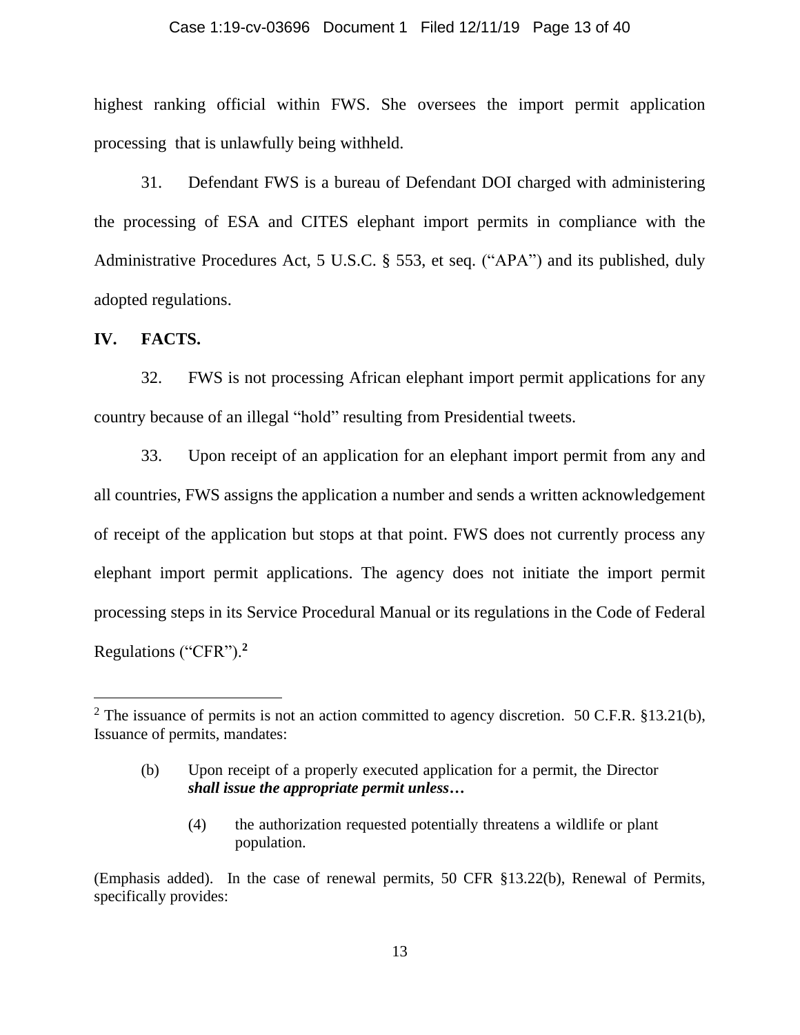highest ranking official within FWS. She oversees the import permit application processing that is unlawfully being withheld.

31. Defendant FWS is a bureau of Defendant DOI charged with administering the processing of ESA and CITES elephant import permits in compliance with the Administrative Procedures Act, 5 U.S.C. § 553, et seq. ("APA") and its published, duly adopted regulations.

## IV. FACTS.

32. FWS is not processing African elephant import permit applications for any country because of an illegal "hold" resulting from Presidential tweets.

33. Upon receipt of an application for an elephant import permit from any and all countries, FWS assigns the application a number and sends a written acknowledgement of receipt of the application but stops at that point. FWS does not currently process any elephant import permit applications. The agency does not initiate the import permit processing steps in its Service Procedural Manual or its regulations in the Code of Federal Regulations ("CFR").[2]

---

[2] The issuance of permits is not an action committed to agency discretion. 50 C.F.R. §13.21(b), Issuance of permits, mandates:

> (b) Upon receipt of a properly executed application for a permit, the Director ***shall issue the appropriate permit unless…***
>
> (4) the authorization requested potentially threatens a wildlife or plant population.

(Emphasis added). In the case of renewal permits, 50 CFR §13.22(b), Renewal of Permits, specifically provides: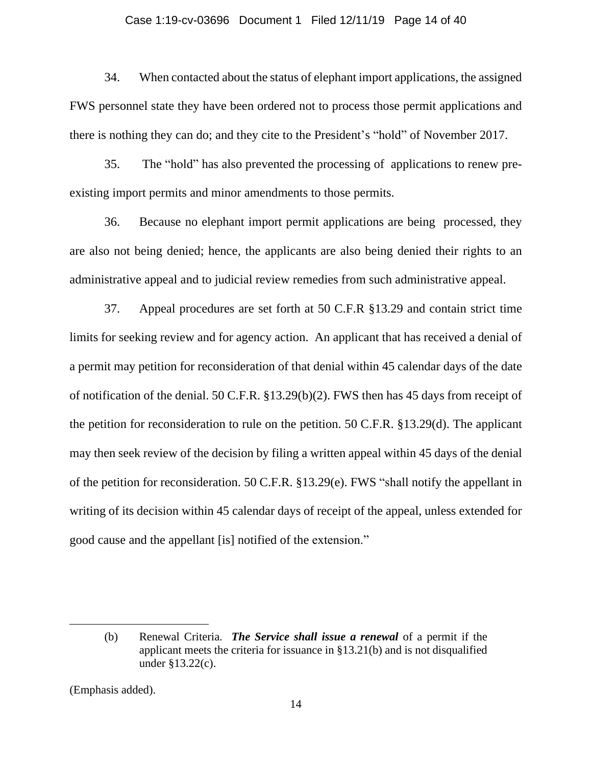34. When contacted about the status of elephant import applications, the assigned FWS personnel state they have been ordered not to process those permit applications and there is nothing they can do; and they cite to the President's "hold" of November 2017.

35. The "hold" has also prevented the processing of applications to renew pre-existing import permits and minor amendments to those permits.

36. Because no elephant import permit applications are being processed, they are also not being denied; hence, the applicants are also being denied their rights to an administrative appeal and to judicial review remedies from such administrative appeal.

37. Appeal procedures are set forth at 50 C.F.R §13.29 and contain strict time limits for seeking review and for agency action. An applicant that has received a denial of a permit may petition for reconsideration of that denial within 45 calendar days of the date of notification of the denial. 50 C.F.R. §13.29(b)(2). FWS then has 45 days from receipt of the petition for reconsideration to rule on the petition. 50 C.F.R. §13.29(d). The applicant may then seek review of the decision by filing a written appeal within 45 days of the denial of the petition for reconsideration. 50 C.F.R. §13.29(e). FWS "shall notify the appellant in writing of its decision within 45 calendar days of receipt of the appeal, unless extended for good cause and the appellant [is] notified of the extension."

---

> (b) Renewal Criteria. ***The Service shall issue a renewal*** of a permit if the applicant meets the criteria for issuance in §13.21(b) and is not disqualified under §13.22(c).

(Emphasis added).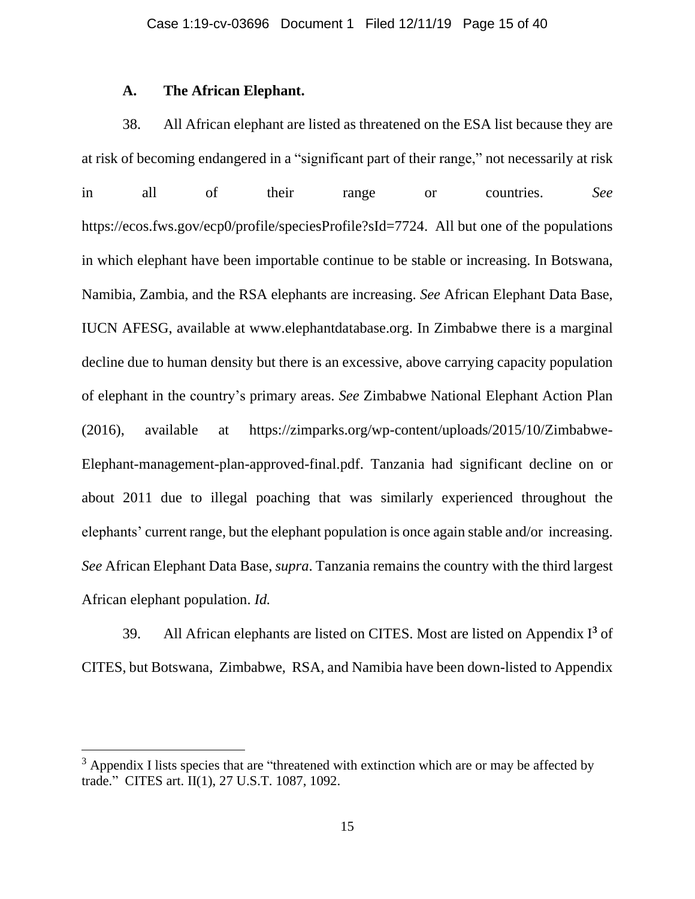### A. The African Elephant.

38. All African elephant are listed as threatened on the ESA list because they are at risk of becoming endangered in a "significant part of their range," not necessarily at risk in all of their range or countries. *See* https://ecos.fws.gov/ecp0/profile/speciesProfile?sId=7724. All but one of the populations in which elephant have been importable continue to be stable or increasing. In Botswana, Namibia, Zambia, and the RSA elephants are increasing. *See* African Elephant Data Base, IUCN AFESG, available at www.elephantdatabase.org. In Zimbabwe there is a marginal decline due to human density but there is an excessive, above carrying capacity population of elephant in the country's primary areas. *See* Zimbabwe National Elephant Action Plan (2016), available at https://zimparks.org/wp-content/uploads/2015/10/Zimbabwe-Elephant-management-plan-approved-final.pdf. Tanzania had significant decline on or about 2011 due to illegal poaching that was similarly experienced throughout the elephants' current range, but the elephant population is once again stable and/or increasing. *See* African Elephant Data Base, *supra*. Tanzania remains the country with the third largest African elephant population. *Id.*

39. All African elephants are listed on CITES. Most are listed on Appendix I[3] of CITES, but Botswana, Zimbabwe, RSA, and Namibia have been down-listed to Appendix

---

[3] Appendix I lists species that are "threatened with extinction which are or may be affected by trade." CITES art. II(1), 27 U.S.T. 1087, 1092.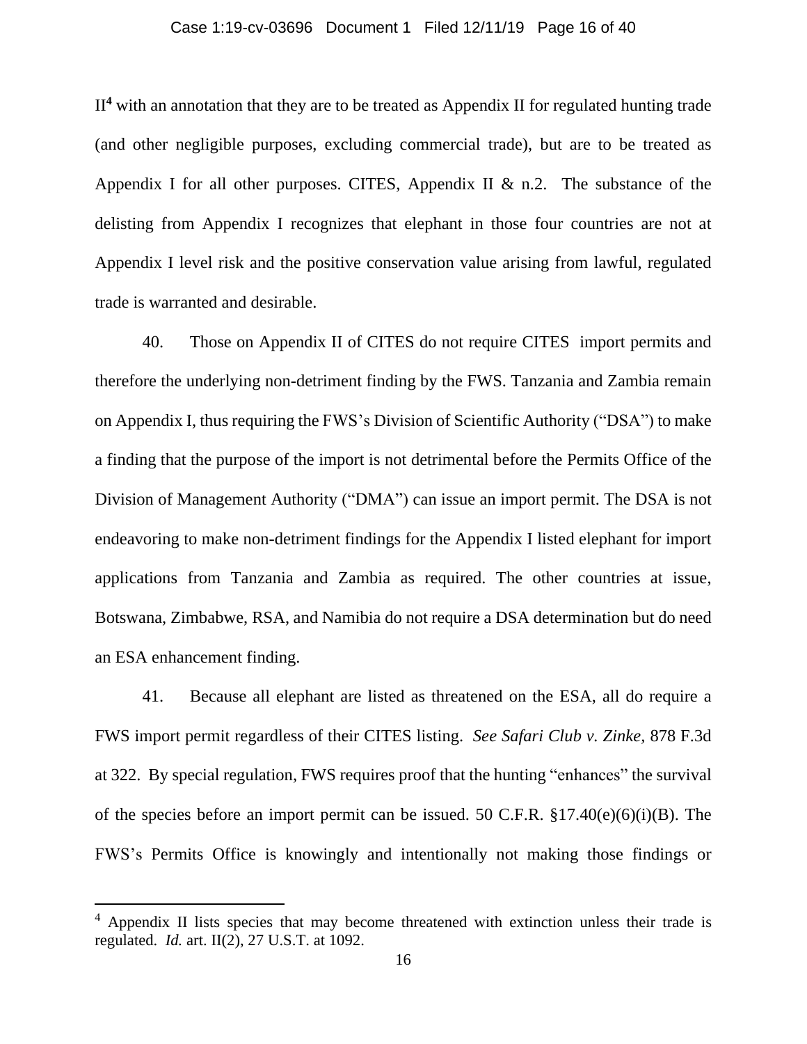II[4] with an annotation that they are to be treated as Appendix II for regulated hunting trade (and other negligible purposes, excluding commercial trade), but are to be treated as Appendix I for all other purposes. CITES, Appendix II & n.2. The substance of the delisting from Appendix I recognizes that elephant in those four countries are not at Appendix I level risk and the positive conservation value arising from lawful, regulated trade is warranted and desirable.

40. Those on Appendix II of CITES do not require CITES import permits and therefore the underlying non-detriment finding by the FWS. Tanzania and Zambia remain on Appendix I, thus requiring the FWS's Division of Scientific Authority ("DSA") to make a finding that the purpose of the import is not detrimental before the Permits Office of the Division of Management Authority ("DMA") can issue an import permit. The DSA is not endeavoring to make non-detriment findings for the Appendix I listed elephant for import applications from Tanzania and Zambia as required. The other countries at issue, Botswana, Zimbabwe, RSA, and Namibia do not require a DSA determination but do need an ESA enhancement finding.

41. Because all elephant are listed as threatened on the ESA, all do require a FWS import permit regardless of their CITES listing. *See Safari Club v. Zinke*, 878 F.3d at 322. By special regulation, FWS requires proof that the hunting "enhances" the survival of the species before an import permit can be issued. 50 C.F.R. §17.40(e)(6)(i)(B). The FWS's Permits Office is knowingly and intentionally not making those findings or

---

[4] Appendix II lists species that may become threatened with extinction unless their trade is regulated. *Id.* art. II(2), 27 U.S.T. at 1092.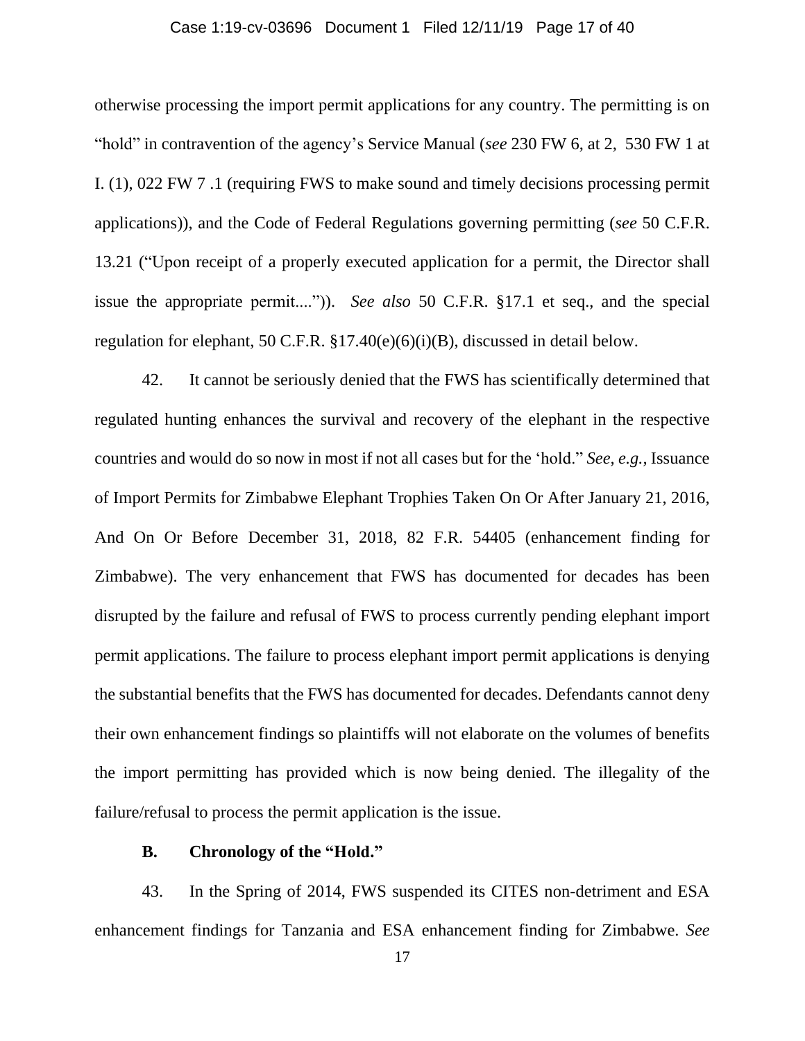otherwise processing the import permit applications for any country. The permitting is on "hold" in contravention of the agency's Service Manual (*see* 230 FW 6, at 2, 530 FW 1 at I. (1), 022 FW 7 .1 (requiring FWS to make sound and timely decisions processing permit applications)), and the Code of Federal Regulations governing permitting (*see* 50 C.F.R. 13.21 ("Upon receipt of a properly executed application for a permit, the Director shall issue the appropriate permit....")). *See also* 50 C.F.R. §17.1 et seq., and the special regulation for elephant, 50 C.F.R. §17.40(e)(6)(i)(B), discussed in detail below.

42. It cannot be seriously denied that the FWS has scientifically determined that regulated hunting enhances the survival and recovery of the elephant in the respective countries and would do so now in most if not all cases but for the 'hold." *See, e.g.,* Issuance of Import Permits for Zimbabwe Elephant Trophies Taken On Or After January 21, 2016, And On Or Before December 31, 2018, 82 F.R. 54405 (enhancement finding for Zimbabwe). The very enhancement that FWS has documented for decades has been disrupted by the failure and refusal of FWS to process currently pending elephant import permit applications. The failure to process elephant import permit applications is denying the substantial benefits that the FWS has documented for decades. Defendants cannot deny their own enhancement findings so plaintiffs will not elaborate on the volumes of benefits the import permitting has provided which is now being denied. The illegality of the failure/refusal to process the permit application is the issue.

**B. Chronology of the "Hold."**

43. In the Spring of 2014, FWS suspended its CITES non-detriment and ESA enhancement findings for Tanzania and ESA enhancement finding for Zimbabwe. *See*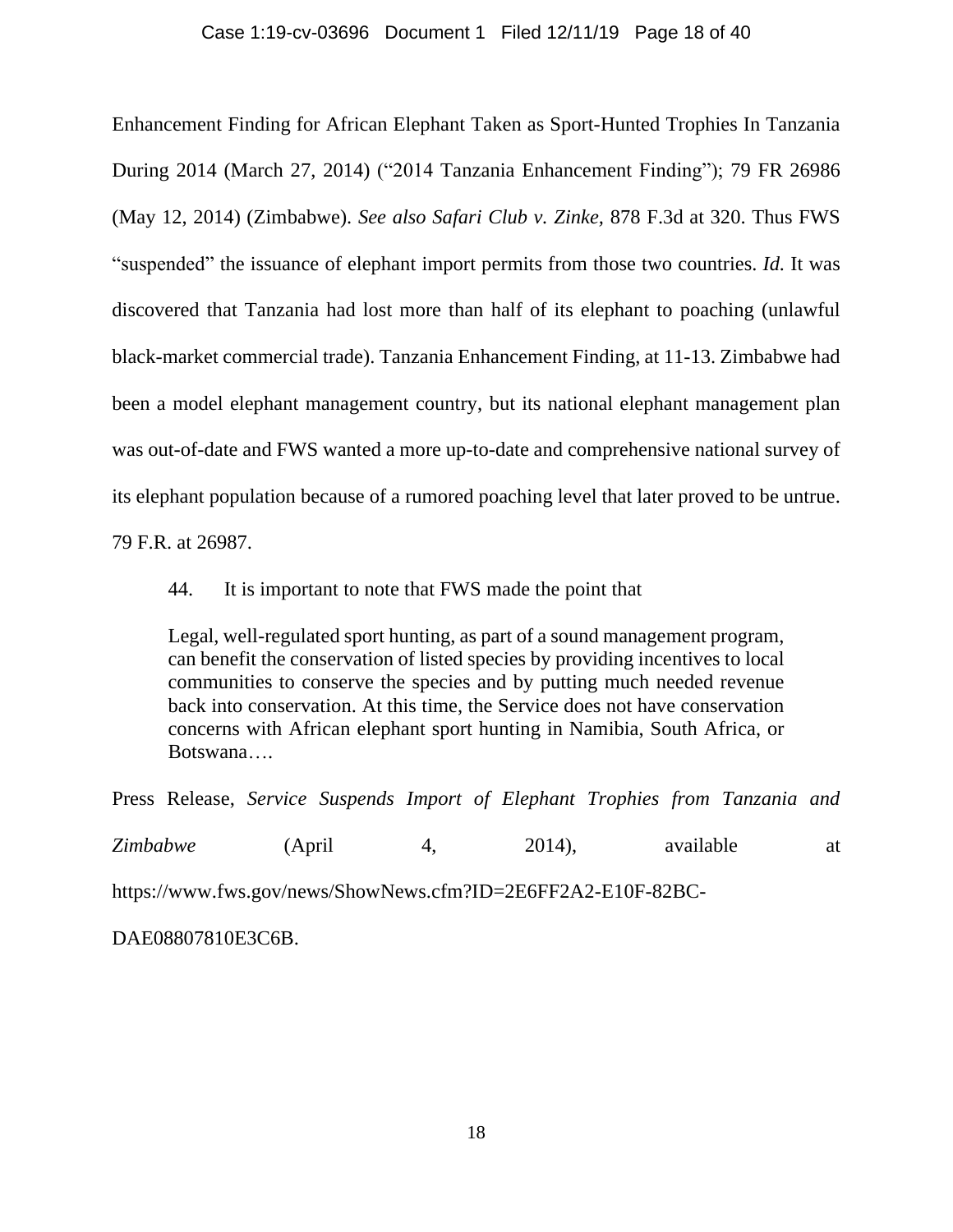Enhancement Finding for African Elephant Taken as Sport-Hunted Trophies In Tanzania During 2014 (March 27, 2014) ("2014 Tanzania Enhancement Finding"); 79 FR 26986 (May 12, 2014) (Zimbabwe). *See also Safari Club v. Zinke*, 878 F.3d at 320. Thus FWS "suspended" the issuance of elephant import permits from those two countries. *Id.* It was discovered that Tanzania had lost more than half of its elephant to poaching (unlawful black-market commercial trade). Tanzania Enhancement Finding, at 11-13. Zimbabwe had been a model elephant management country, but its national elephant management plan was out-of-date and FWS wanted a more up-to-date and comprehensive national survey of its elephant population because of a rumored poaching level that later proved to be untrue. 79 F.R. at 26987.

44. It is important to note that FWS made the point that

> Legal, well-regulated sport hunting, as part of a sound management program, can benefit the conservation of listed species by providing incentives to local communities to conserve the species and by putting much needed revenue back into conservation. At this time, the Service does not have conservation concerns with African elephant sport hunting in Namibia, South Africa, or Botswana….

Press Release, *Service Suspends Import of Elephant Trophies from Tanzania and Zimbabwe* (April 4, 2014), available at https://www.fws.gov/news/ShowNews.cfm?ID=2E6FF2A2-E10F-82BC-DAE08807810E3C6B.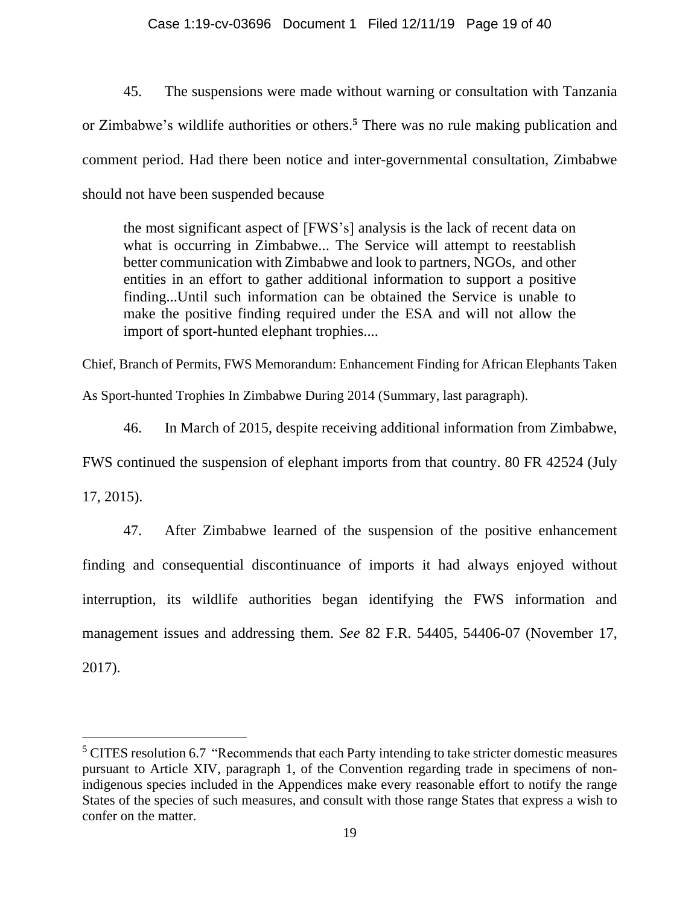45. The suspensions were made without warning or consultation with Tanzania or Zimbabwe's wildlife authorities or others.[5] There was no rule making publication and comment period. Had there been notice and inter-governmental consultation, Zimbabwe should not have been suspended because

> the most significant aspect of [FWS's] analysis is the lack of recent data on what is occurring in Zimbabwe... The Service will attempt to reestablish better communication with Zimbabwe and look to partners, NGOs, and other entities in an effort to gather additional information to support a positive finding...Until such information can be obtained the Service is unable to make the positive finding required under the ESA and will not allow the import of sport-hunted elephant trophies....

Chief, Branch of Permits, FWS Memorandum: Enhancement Finding for African Elephants Taken As Sport-hunted Trophies In Zimbabwe During 2014 (Summary, last paragraph).

46. In March of 2015, despite receiving additional information from Zimbabwe, FWS continued the suspension of elephant imports from that country. 80 FR 42524 (July 17, 2015).

47. After Zimbabwe learned of the suspension of the positive enhancement finding and consequential discontinuance of imports it had always enjoyed without interruption, its wildlife authorities began identifying the FWS information and management issues and addressing them. *See* 82 F.R. 54405, 54406-07 (November 17, 2017).

---

[5] CITES resolution 6.7 "Recommends that each Party intending to take stricter domestic measures pursuant to Article XIV, paragraph 1, of the Convention regarding trade in specimens of non-indigenous species included in the Appendices make every reasonable effort to notify the range States of the species of such measures, and consult with those range States that express a wish to confer on the matter.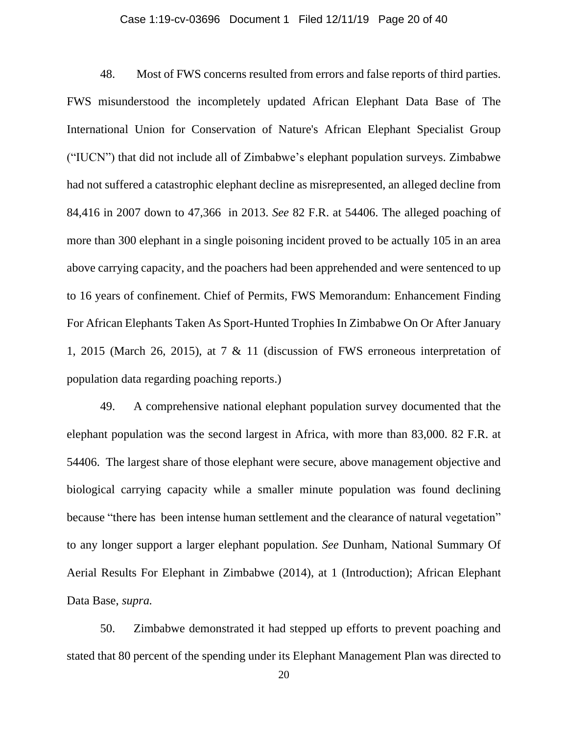48. Most of FWS concerns resulted from errors and false reports of third parties. FWS misunderstood the incompletely updated African Elephant Data Base of The International Union for Conservation of Nature's African Elephant Specialist Group ("IUCN") that did not include all of Zimbabwe's elephant population surveys. Zimbabwe had not suffered a catastrophic elephant decline as misrepresented, an alleged decline from 84,416 in 2007 down to 47,366 in 2013. *See* 82 F.R. at 54406. The alleged poaching of more than 300 elephant in a single poisoning incident proved to be actually 105 in an area above carrying capacity, and the poachers had been apprehended and were sentenced to up to 16 years of confinement. Chief of Permits, FWS Memorandum: Enhancement Finding For African Elephants Taken As Sport-Hunted Trophies In Zimbabwe On Or After January 1, 2015 (March 26, 2015), at 7 & 11 (discussion of FWS erroneous interpretation of population data regarding poaching reports.)

49. A comprehensive national elephant population survey documented that the elephant population was the second largest in Africa, with more than 83,000. 82 F.R. at 54406. The largest share of those elephant were secure, above management objective and biological carrying capacity while a smaller minute population was found declining because "there has been intense human settlement and the clearance of natural vegetation" to any longer support a larger elephant population. *See* Dunham, National Summary Of Aerial Results For Elephant in Zimbabwe (2014), at 1 (Introduction); African Elephant Data Base, *supra.*

50. Zimbabwe demonstrated it had stepped up efforts to prevent poaching and stated that 80 percent of the spending under its Elephant Management Plan was directed to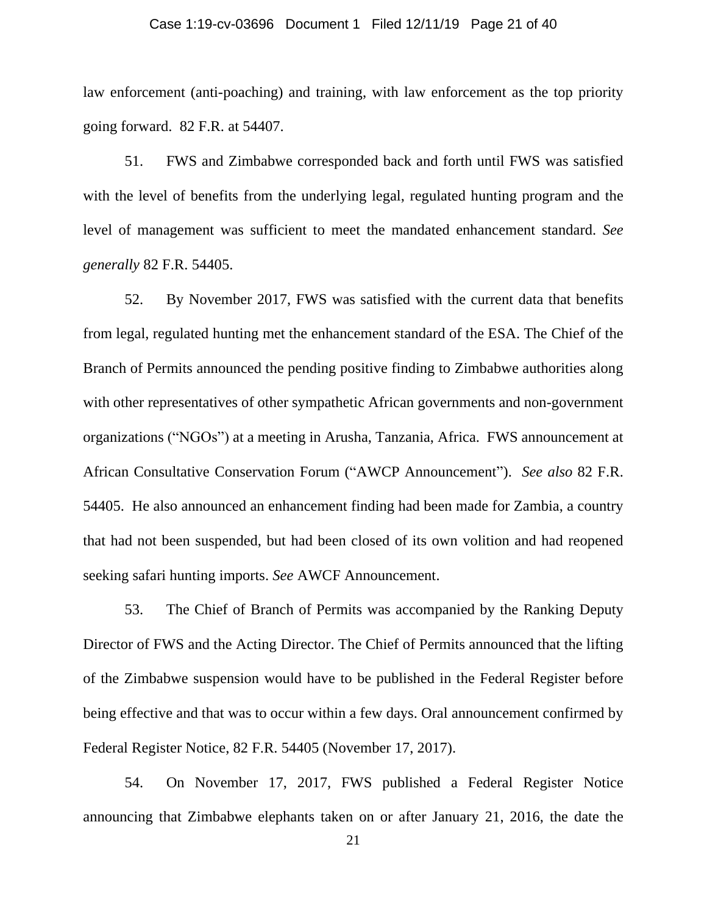law enforcement (anti-poaching) and training, with law enforcement as the top priority going forward. 82 F.R. at 54407.

51. FWS and Zimbabwe corresponded back and forth until FWS was satisfied with the level of benefits from the underlying legal, regulated hunting program and the level of management was sufficient to meet the mandated enhancement standard. *See generally* 82 F.R. 54405.

52. By November 2017, FWS was satisfied with the current data that benefits from legal, regulated hunting met the enhancement standard of the ESA. The Chief of the Branch of Permits announced the pending positive finding to Zimbabwe authorities along with other representatives of other sympathetic African governments and non-government organizations ("NGOs") at a meeting in Arusha, Tanzania, Africa. FWS announcement at African Consultative Conservation Forum ("AWCP Announcement"). *See also* 82 F.R. 54405. He also announced an enhancement finding had been made for Zambia, a country that had not been suspended, but had been closed of its own volition and had reopened seeking safari hunting imports. *See* AWCF Announcement.

53. The Chief of Branch of Permits was accompanied by the Ranking Deputy Director of FWS and the Acting Director. The Chief of Permits announced that the lifting of the Zimbabwe suspension would have to be published in the Federal Register before being effective and that was to occur within a few days. Oral announcement confirmed by Federal Register Notice, 82 F.R. 54405 (November 17, 2017).

54. On November 17, 2017, FWS published a Federal Register Notice announcing that Zimbabwe elephants taken on or after January 21, 2016, the date the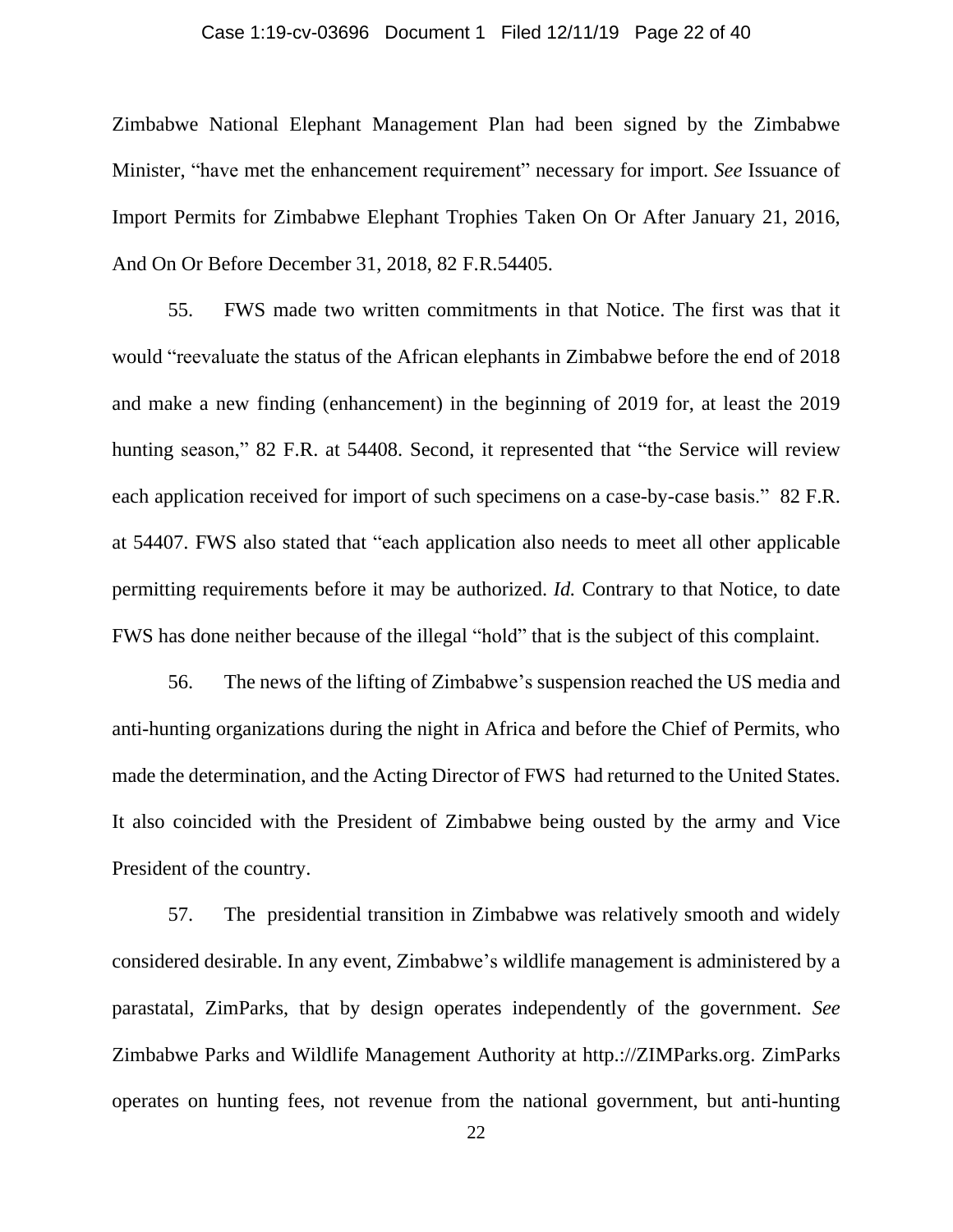Zimbabwe National Elephant Management Plan had been signed by the Zimbabwe Minister, "have met the enhancement requirement" necessary for import. *See* Issuance of Import Permits for Zimbabwe Elephant Trophies Taken On Or After January 21, 2016, And On Or Before December 31, 2018, 82 F.R.54405.

55. FWS made two written commitments in that Notice. The first was that it would "reevaluate the status of the African elephants in Zimbabwe before the end of 2018 and make a new finding (enhancement) in the beginning of 2019 for, at least the 2019 hunting season," 82 F.R. at 54408. Second, it represented that "the Service will review each application received for import of such specimens on a case-by-case basis." 82 F.R. at 54407. FWS also stated that "each application also needs to meet all other applicable permitting requirements before it may be authorized. *Id.* Contrary to that Notice, to date FWS has done neither because of the illegal "hold" that is the subject of this complaint.

56. The news of the lifting of Zimbabwe's suspension reached the US media and anti-hunting organizations during the night in Africa and before the Chief of Permits, who made the determination, and the Acting Director of FWS had returned to the United States. It also coincided with the President of Zimbabwe being ousted by the army and Vice President of the country.

57. The presidential transition in Zimbabwe was relatively smooth and widely considered desirable. In any event, Zimbabwe's wildlife management is administered by a parastatal, ZimParks, that by design operates independently of the government. *See* Zimbabwe Parks and Wildlife Management Authority at http.://ZIMParks.org. ZimParks operates on hunting fees, not revenue from the national government, but anti-hunting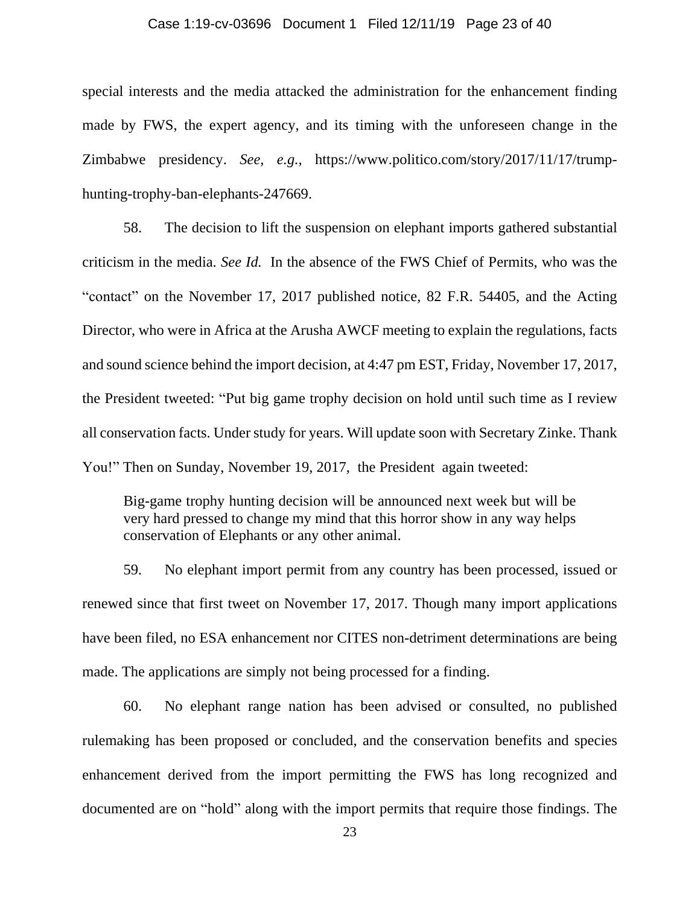special interests and the media attacked the administration for the enhancement finding made by FWS, the expert agency, and its timing with the unforeseen change in the Zimbabwe presidency. *See, e.g.*, https://www.politico.com/story/2017/11/17/trump-hunting-trophy-ban-elephants-247669.

58. The decision to lift the suspension on elephant imports gathered substantial criticism in the media. *See Id.* In the absence of the FWS Chief of Permits, who was the "contact" on the November 17, 2017 published notice, 82 F.R. 54405, and the Acting Director, who were in Africa at the Arusha AWCF meeting to explain the regulations, facts and sound science behind the import decision, at 4:47 pm EST, Friday, November 17, 2017, the President tweeted: "Put big game trophy decision on hold until such time as I review all conservation facts. Under study for years. Will update soon with Secretary Zinke. Thank You!" Then on Sunday, November 19, 2017, the President again tweeted:

> Big-game trophy hunting decision will be announced next week but will be very hard pressed to change my mind that this horror show in any way helps conservation of Elephants or any other animal.

59. No elephant import permit from any country has been processed, issued or renewed since that first tweet on November 17, 2017. Though many import applications have been filed, no ESA enhancement nor CITES non-detriment determinations are being made. The applications are simply not being processed for a finding.

60. No elephant range nation has been advised or consulted, no published rulemaking has been proposed or concluded, and the conservation benefits and species enhancement derived from the import permitting the FWS has long recognized and documented are on "hold" along with the import permits that require those findings. The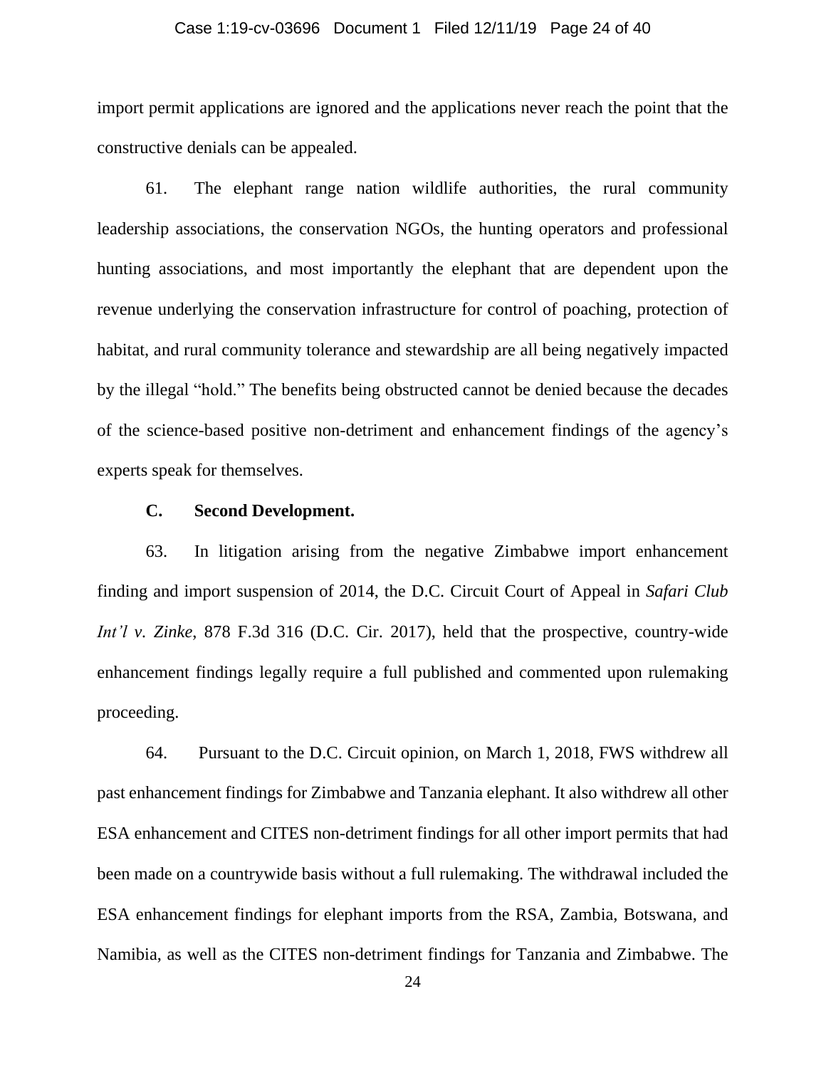import permit applications are ignored and the applications never reach the point that the constructive denials can be appealed.

61. The elephant range nation wildlife authorities, the rural community leadership associations, the conservation NGOs, the hunting operators and professional hunting associations, and most importantly the elephant that are dependent upon the revenue underlying the conservation infrastructure for control of poaching, protection of habitat, and rural community tolerance and stewardship are all being negatively impacted by the illegal "hold." The benefits being obstructed cannot be denied because the decades of the science-based positive non-detriment and enhancement findings of the agency's experts speak for themselves.

**C. Second Development.**

63. In litigation arising from the negative Zimbabwe import enhancement finding and import suspension of 2014, the D.C. Circuit Court of Appeal in *Safari Club Int'l v. Zinke*, 878 F.3d 316 (D.C. Cir. 2017), held that the prospective, country-wide enhancement findings legally require a full published and commented upon rulemaking proceeding.

64. Pursuant to the D.C. Circuit opinion, on March 1, 2018, FWS withdrew all past enhancement findings for Zimbabwe and Tanzania elephant. It also withdrew all other ESA enhancement and CITES non-detriment findings for all other import permits that had been made on a countrywide basis without a full rulemaking. The withdrawal included the ESA enhancement findings for elephant imports from the RSA, Zambia, Botswana, and Namibia, as well as the CITES non-detriment findings for Tanzania and Zimbabwe. The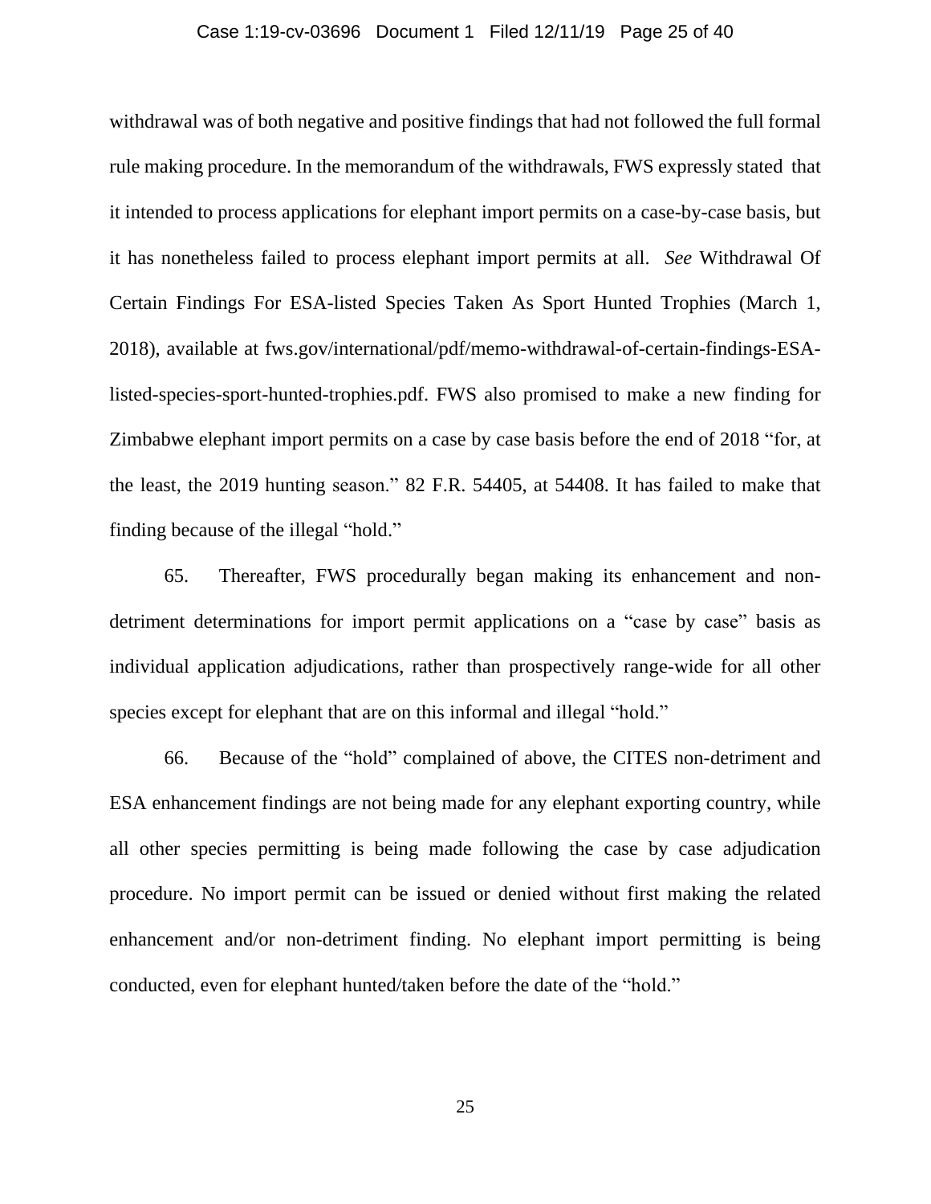withdrawal was of both negative and positive findings that had not followed the full formal rule making procedure. In the memorandum of the withdrawals, FWS expressly stated that it intended to process applications for elephant import permits on a case-by-case basis, but it has nonetheless failed to process elephant import permits at all. *See* Withdrawal Of Certain Findings For ESA-listed Species Taken As Sport Hunted Trophies (March 1, 2018), available at fws.gov/international/pdf/memo-withdrawal-of-certain-findings-ESA-listed-species-sport-hunted-trophies.pdf. FWS also promised to make a new finding for Zimbabwe elephant import permits on a case by case basis before the end of 2018 "for, at the least, the 2019 hunting season." 82 F.R. 54405, at 54408. It has failed to make that finding because of the illegal "hold."

65. Thereafter, FWS procedurally began making its enhancement and non-detriment determinations for import permit applications on a "case by case" basis as individual application adjudications, rather than prospectively range-wide for all other species except for elephant that are on this informal and illegal "hold."

66. Because of the "hold" complained of above, the CITES non-detriment and ESA enhancement findings are not being made for any elephant exporting country, while all other species permitting is being made following the case by case adjudication procedure. No import permit can be issued or denied without first making the related enhancement and/or non-detriment finding. No elephant import permitting is being conducted, even for elephant hunted/taken before the date of the "hold."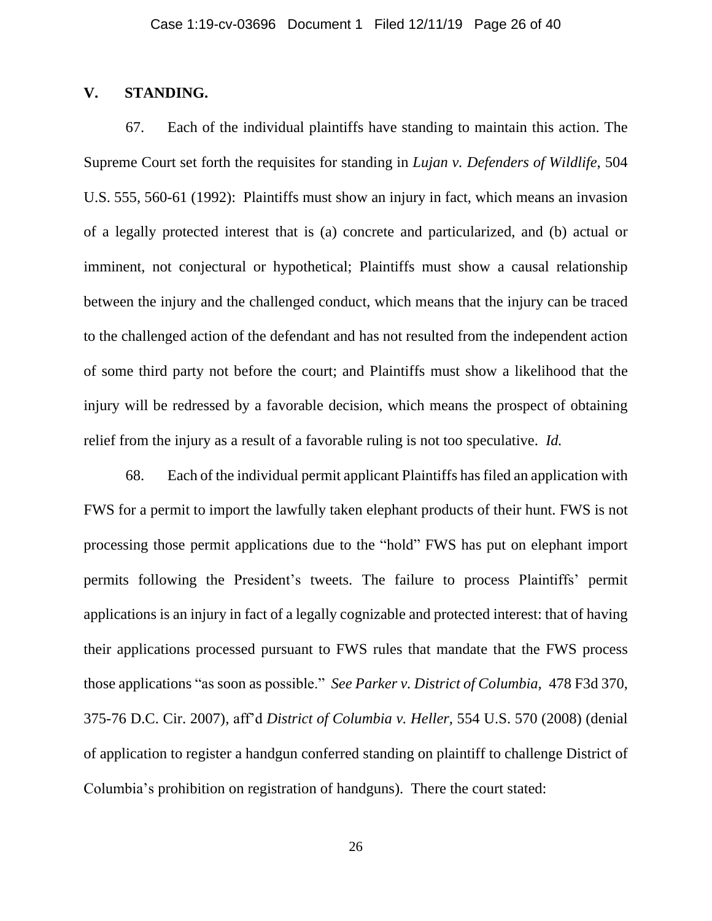## V. STANDING.

67. Each of the individual plaintiffs have standing to maintain this action. The Supreme Court set forth the requisites for standing in *Lujan v. Defenders of Wildlife*, 504 U.S. 555, 560-61 (1992): Plaintiffs must show an injury in fact, which means an invasion of a legally protected interest that is (a) concrete and particularized, and (b) actual or imminent, not conjectural or hypothetical; Plaintiffs must show a causal relationship between the injury and the challenged conduct, which means that the injury can be traced to the challenged action of the defendant and has not resulted from the independent action of some third party not before the court; and Plaintiffs must show a likelihood that the injury will be redressed by a favorable decision, which means the prospect of obtaining relief from the injury as a result of a favorable ruling is not too speculative. *Id.*

68. Each of the individual permit applicant Plaintiffs has filed an application with FWS for a permit to import the lawfully taken elephant products of their hunt. FWS is not processing those permit applications due to the "hold" FWS has put on elephant import permits following the President's tweets. The failure to process Plaintiffs' permit applications is an injury in fact of a legally cognizable and protected interest: that of having their applications processed pursuant to FWS rules that mandate that the FWS process those applications "as soon as possible." *See Parker v. District of Columbia,* 478 F3d 370, 375-76 D.C. Cir. 2007), aff'd *District of Columbia v. Heller,* 554 U.S. 570 (2008) (denial of application to register a handgun conferred standing on plaintiff to challenge District of Columbia's prohibition on registration of handguns). There the court stated: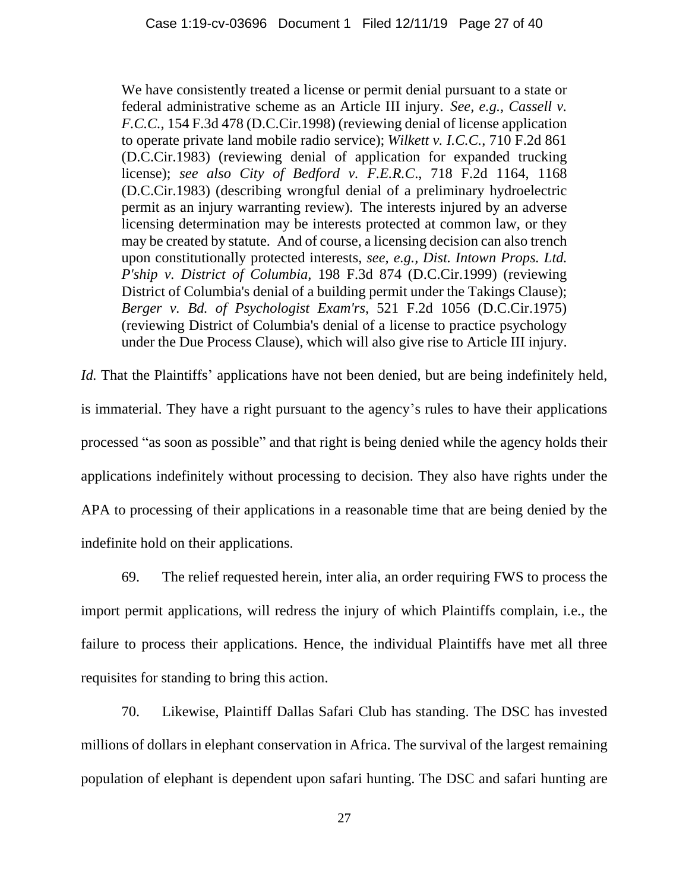> We have consistently treated a license or permit denial pursuant to a state or federal administrative scheme as an Article III injury. *See, e.g., Cassell v. F.C.C.*, 154 F.3d 478 (D.C.Cir.1998) (reviewing denial of license application to operate private land mobile radio service); *Wilkett v. I.C.C.*, 710 F.2d 861 (D.C.Cir.1983) (reviewing denial of application for expanded trucking license); *see also City of Bedford v. F.E.R.C.*, 718 F.2d 1164, 1168 (D.C.Cir.1983) (describing wrongful denial of a preliminary hydroelectric permit as an injury warranting review). The interests injured by an adverse licensing determination may be interests protected at common law, or they may be created by statute. And of course, a licensing decision can also trench upon constitutionally protected interests, *see, e.g., Dist. Intown Props. Ltd. P'ship v. District of Columbia*, 198 F.3d 874 (D.C.Cir.1999) (reviewing District of Columbia's denial of a building permit under the Takings Clause); *Berger v. Bd. of Psychologist Exam'rs*, 521 F.2d 1056 (D.C.Cir.1975) (reviewing District of Columbia's denial of a license to practice psychology under the Due Process Clause), which will also give rise to Article III injury.

*Id.* That the Plaintiffs' applications have not been denied, but are being indefinitely held, is immaterial. They have a right pursuant to the agency's rules to have their applications processed "as soon as possible" and that right is being denied while the agency holds their applications indefinitely without processing to decision. They also have rights under the APA to processing of their applications in a reasonable time that are being denied by the indefinite hold on their applications.

69. The relief requested herein, inter alia, an order requiring FWS to process the import permit applications, will redress the injury of which Plaintiffs complain, i.e., the failure to process their applications. Hence, the individual Plaintiffs have met all three requisites for standing to bring this action.

70. Likewise, Plaintiff Dallas Safari Club has standing. The DSC has invested millions of dollars in elephant conservation in Africa. The survival of the largest remaining population of elephant is dependent upon safari hunting. The DSC and safari hunting are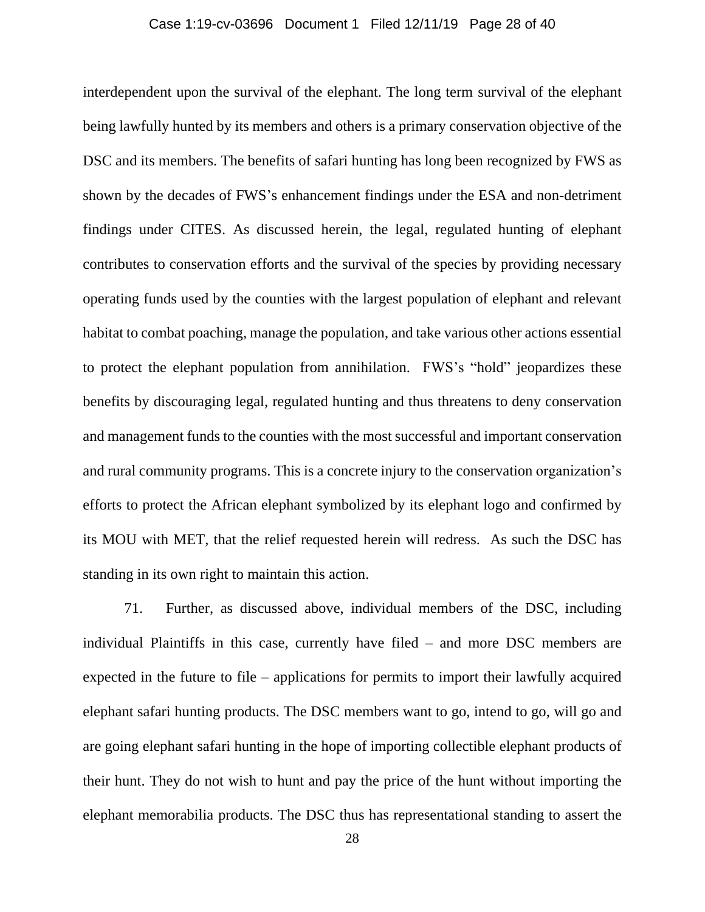interdependent upon the survival of the elephant. The long term survival of the elephant being lawfully hunted by its members and others is a primary conservation objective of the DSC and its members. The benefits of safari hunting has long been recognized by FWS as shown by the decades of FWS's enhancement findings under the ESA and non-detriment findings under CITES. As discussed herein, the legal, regulated hunting of elephant contributes to conservation efforts and the survival of the species by providing necessary operating funds used by the counties with the largest population of elephant and relevant habitat to combat poaching, manage the population, and take various other actions essential to protect the elephant population from annihilation. FWS's "hold" jeopardizes these benefits by discouraging legal, regulated hunting and thus threatens to deny conservation and management funds to the counties with the most successful and important conservation and rural community programs. This is a concrete injury to the conservation organization's efforts to protect the African elephant symbolized by its elephant logo and confirmed by its MOU with MET, that the relief requested herein will redress. As such the DSC has standing in its own right to maintain this action.

71. Further, as discussed above, individual members of the DSC, including individual Plaintiffs in this case, currently have filed – and more DSC members are expected in the future to file – applications for permits to import their lawfully acquired elephant safari hunting products. The DSC members want to go, intend to go, will go and are going elephant safari hunting in the hope of importing collectible elephant products of their hunt. They do not wish to hunt and pay the price of the hunt without importing the elephant memorabilia products. The DSC thus has representational standing to assert the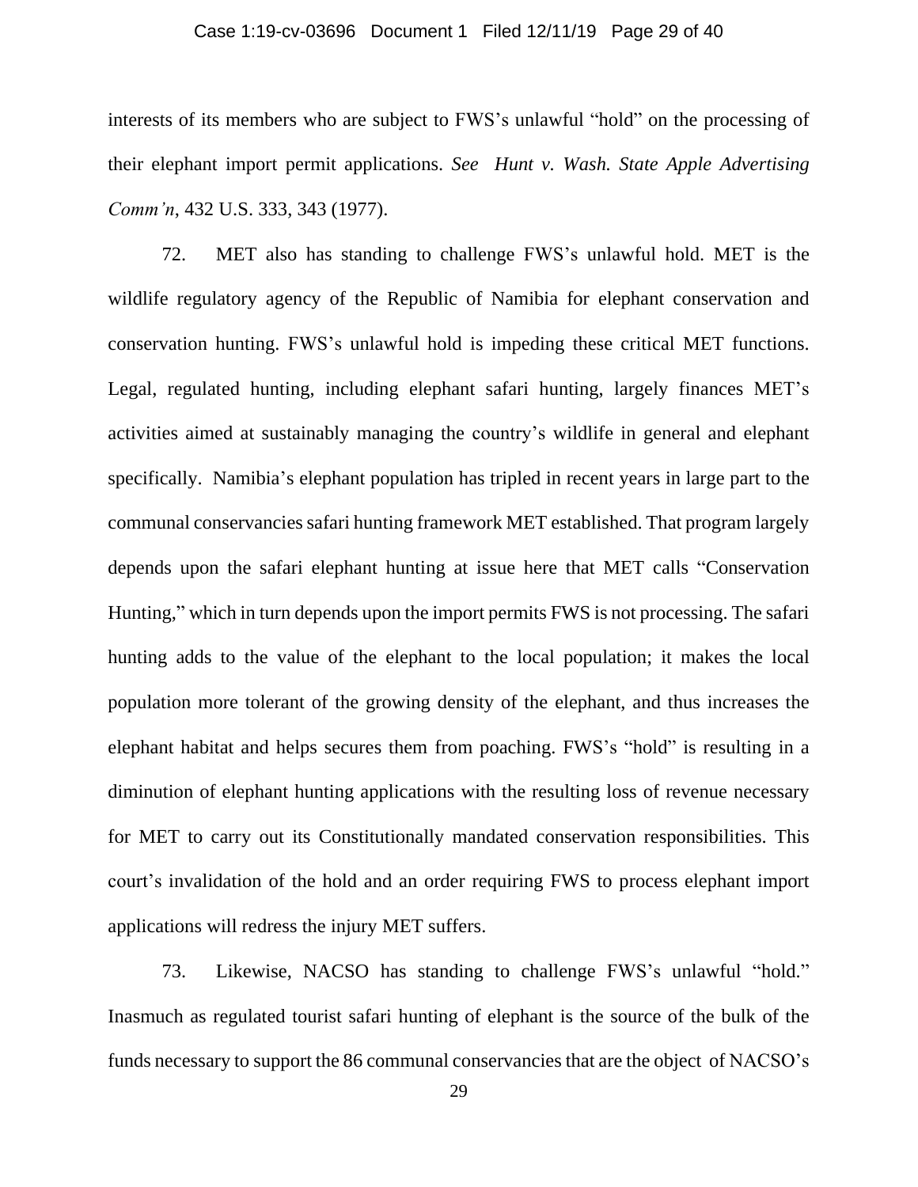interests of its members who are subject to FWS's unlawful "hold" on the processing of their elephant import permit applications. *See Hunt v. Wash. State Apple Advertising Comm'n*, 432 U.S. 333, 343 (1977).

72. MET also has standing to challenge FWS's unlawful hold. MET is the wildlife regulatory agency of the Republic of Namibia for elephant conservation and conservation hunting. FWS's unlawful hold is impeding these critical MET functions. Legal, regulated hunting, including elephant safari hunting, largely finances MET's activities aimed at sustainably managing the country's wildlife in general and elephant specifically. Namibia's elephant population has tripled in recent years in large part to the communal conservancies safari hunting framework MET established. That program largely depends upon the safari elephant hunting at issue here that MET calls "Conservation Hunting," which in turn depends upon the import permits FWS is not processing. The safari hunting adds to the value of the elephant to the local population; it makes the local population more tolerant of the growing density of the elephant, and thus increases the elephant habitat and helps secures them from poaching. FWS's "hold" is resulting in a diminution of elephant hunting applications with the resulting loss of revenue necessary for MET to carry out its Constitutionally mandated conservation responsibilities. This court's invalidation of the hold and an order requiring FWS to process elephant import applications will redress the injury MET suffers.

73. Likewise, NACSO has standing to challenge FWS's unlawful "hold." Inasmuch as regulated tourist safari hunting of elephant is the source of the bulk of the funds necessary to support the 86 communal conservancies that are the object of NACSO's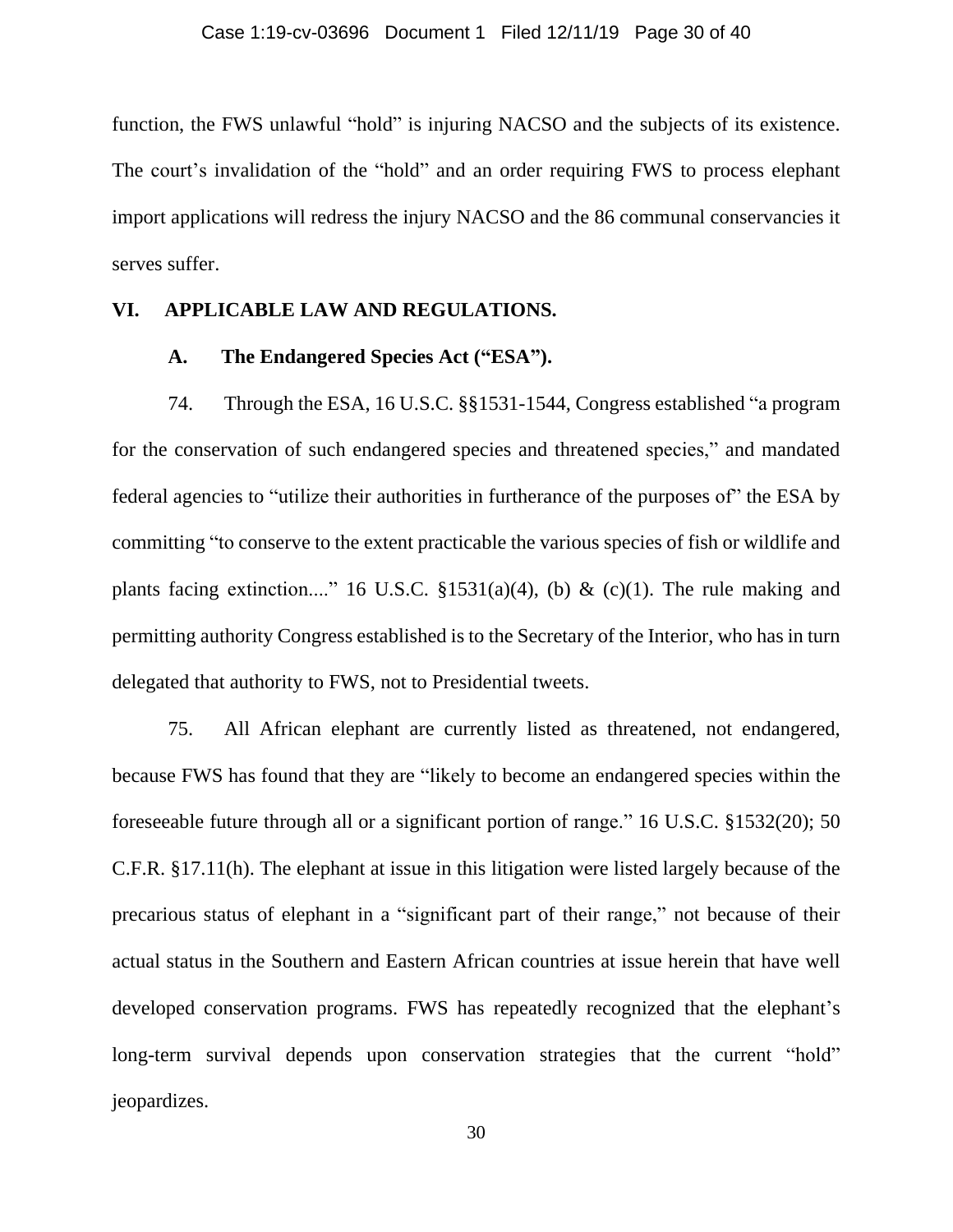function, the FWS unlawful "hold" is injuring NACSO and the subjects of its existence. The court's invalidation of the "hold" and an order requiring FWS to process elephant import applications will redress the injury NACSO and the 86 communal conservancies it serves suffer.

## VI. APPLICABLE LAW AND REGULATIONS.

### A. The Endangered Species Act ("ESA").

74. Through the ESA, 16 U.S.C. §§1531-1544, Congress established "a program for the conservation of such endangered species and threatened species," and mandated federal agencies to "utilize their authorities in furtherance of the purposes of" the ESA by committing "to conserve to the extent practicable the various species of fish or wildlife and plants facing extinction...." 16 U.S.C. §1531(a)(4), (b) & (c)(1). The rule making and permitting authority Congress established is to the Secretary of the Interior, who has in turn delegated that authority to FWS, not to Presidential tweets.

75. All African elephant are currently listed as threatened, not endangered, because FWS has found that they are "likely to become an endangered species within the foreseeable future through all or a significant portion of range." 16 U.S.C. §1532(20); 50 C.F.R. §17.11(h). The elephant at issue in this litigation were listed largely because of the precarious status of elephant in a "significant part of their range," not because of their actual status in the Southern and Eastern African countries at issue herein that have well developed conservation programs. FWS has repeatedly recognized that the elephant's long-term survival depends upon conservation strategies that the current "hold" jeopardizes.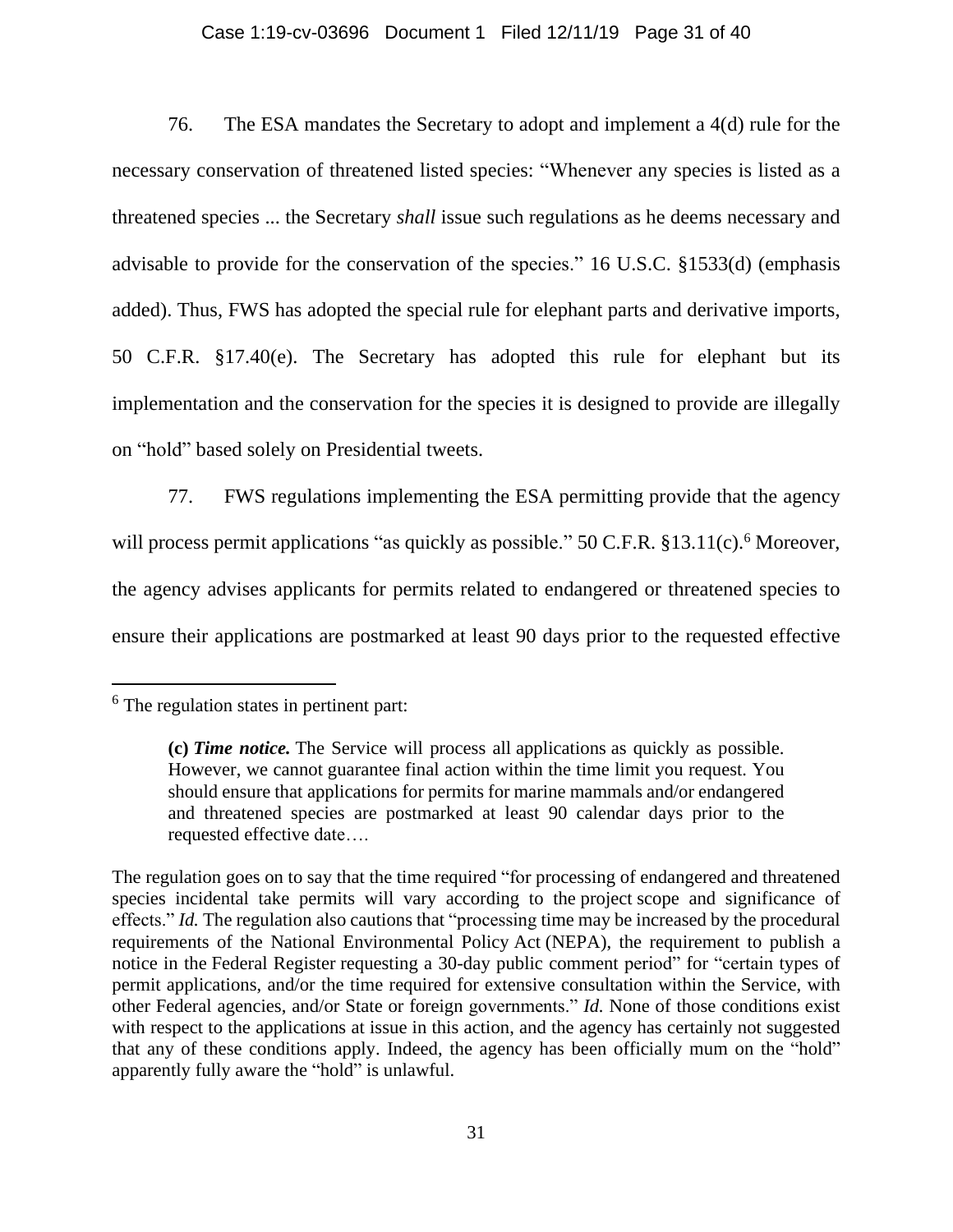76. The ESA mandates the Secretary to adopt and implement a 4(d) rule for the necessary conservation of threatened listed species: "Whenever any species is listed as a threatened species ... the Secretary *shall* issue such regulations as he deems necessary and advisable to provide for the conservation of the species." 16 U.S.C. §1533(d) (emphasis added). Thus, FWS has adopted the special rule for elephant parts and derivative imports, 50 C.F.R. §17.40(e). The Secretary has adopted this rule for elephant but its implementation and the conservation for the species it is designed to provide are illegally on "hold" based solely on Presidential tweets.

77. FWS regulations implementing the ESA permitting provide that the agency will process permit applications "as quickly as possible." 50 C.F.R. §13.11(c).[6] Moreover, the agency advises applicants for permits related to endangered or threatened species to ensure their applications are postmarked at least 90 days prior to the requested effective

---

[6] The regulation states in pertinent part:

> **(c)** ***Time notice.*** The Service will process all applications as quickly as possible. However, we cannot guarantee final action within the time limit you request. You should ensure that applications for permits for marine mammals and/or endangered and threatened species are postmarked at least 90 calendar days prior to the requested effective date….

The regulation goes on to say that the time required "for processing of endangered and threatened species incidental take permits will vary according to the project scope and significance of effects." *Id.* The regulation also cautions that "processing time may be increased by the procedural requirements of the National Environmental Policy Act (NEPA), the requirement to publish a notice in the Federal Register requesting a 30-day public comment period" for "certain types of permit applications, and/or the time required for extensive consultation within the Service, with other Federal agencies, and/or State or foreign governments." *Id.* None of those conditions exist with respect to the applications at issue in this action, and the agency has certainly not suggested that any of these conditions apply. Indeed, the agency has been officially mum on the "hold" apparently fully aware the "hold" is unlawful.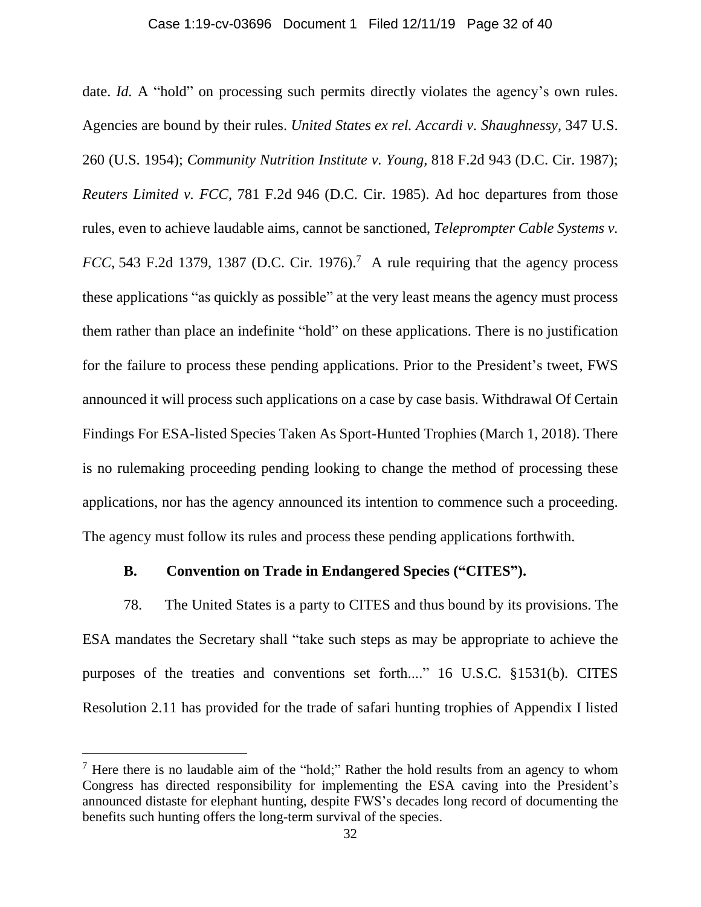date. *Id.* A "hold" on processing such permits directly violates the agency's own rules. Agencies are bound by their rules. *United States ex rel. Accardi v. Shaughnessy*, 347 U.S. 260 (U.S. 1954); *Community Nutrition Institute v. Young*, 818 F.2d 943 (D.C. Cir. 1987); *Reuters Limited v. FCC*, 781 F.2d 946 (D.C. Cir. 1985). Ad hoc departures from those rules, even to achieve laudable aims, cannot be sanctioned, *Teleprompter Cable Systems v. FCC*, 543 F.2d 1379, 1387 (D.C. Cir. 1976).[7] A rule requiring that the agency process these applications "as quickly as possible" at the very least means the agency must process them rather than place an indefinite "hold" on these applications. There is no justification for the failure to process these pending applications. Prior to the President's tweet, FWS announced it will process such applications on a case by case basis. Withdrawal Of Certain Findings For ESA-listed Species Taken As Sport-Hunted Trophies (March 1, 2018). There is no rulemaking proceeding pending looking to change the method of processing these applications, nor has the agency announced its intention to commence such a proceeding. The agency must follow its rules and process these pending applications forthwith.

### B. Convention on Trade in Endangered Species ("CITES").

78. The United States is a party to CITES and thus bound by its provisions. The ESA mandates the Secretary shall "take such steps as may be appropriate to achieve the purposes of the treaties and conventions set forth...." 16 U.S.C. §1531(b). CITES Resolution 2.11 has provided for the trade of safari hunting trophies of Appendix I listed

---

[7] Here there is no laudable aim of the "hold;" Rather the hold results from an agency to whom Congress has directed responsibility for implementing the ESA caving into the President's announced distaste for elephant hunting, despite FWS's decades long record of documenting the benefits such hunting offers the long-term survival of the species.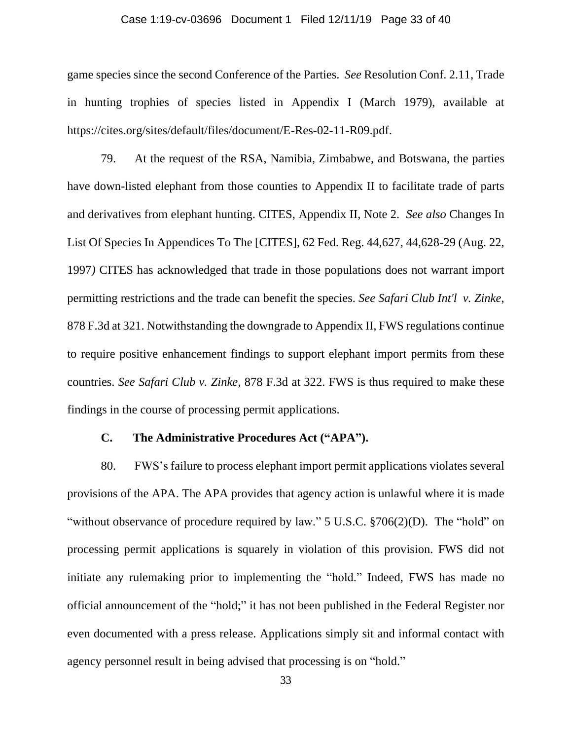game species since the second Conference of the Parties. *See* Resolution Conf. 2.11, Trade in hunting trophies of species listed in Appendix I (March 1979), available at https://cites.org/sites/default/files/document/E-Res-02-11-R09.pdf.

79. At the request of the RSA, Namibia, Zimbabwe, and Botswana, the parties have down-listed elephant from those counties to Appendix II to facilitate trade of parts and derivatives from elephant hunting. CITES, Appendix II, Note 2. *See also* Changes In List Of Species In Appendices To The [CITES], 62 Fed. Reg. 44,627, 44,628-29 (Aug. 22, 1997*)* CITES has acknowledged that trade in those populations does not warrant import permitting restrictions and the trade can benefit the species. *See Safari Club Int'l v. Zinke*, 878 F.3d at 321. Notwithstanding the downgrade to Appendix II, FWS regulations continue to require positive enhancement findings to support elephant import permits from these countries. *See Safari Club v. Zinke*, 878 F.3d at 322. FWS is thus required to make these findings in the course of processing permit applications.

### C. The Administrative Procedures Act ("APA").

80. FWS's failure to process elephant import permit applications violates several provisions of the APA. The APA provides that agency action is unlawful where it is made "without observance of procedure required by law." 5 U.S.C. §706(2)(D). The "hold" on processing permit applications is squarely in violation of this provision. FWS did not initiate any rulemaking prior to implementing the "hold." Indeed, FWS has made no official announcement of the "hold;" it has not been published in the Federal Register nor even documented with a press release. Applications simply sit and informal contact with agency personnel result in being advised that processing is on "hold."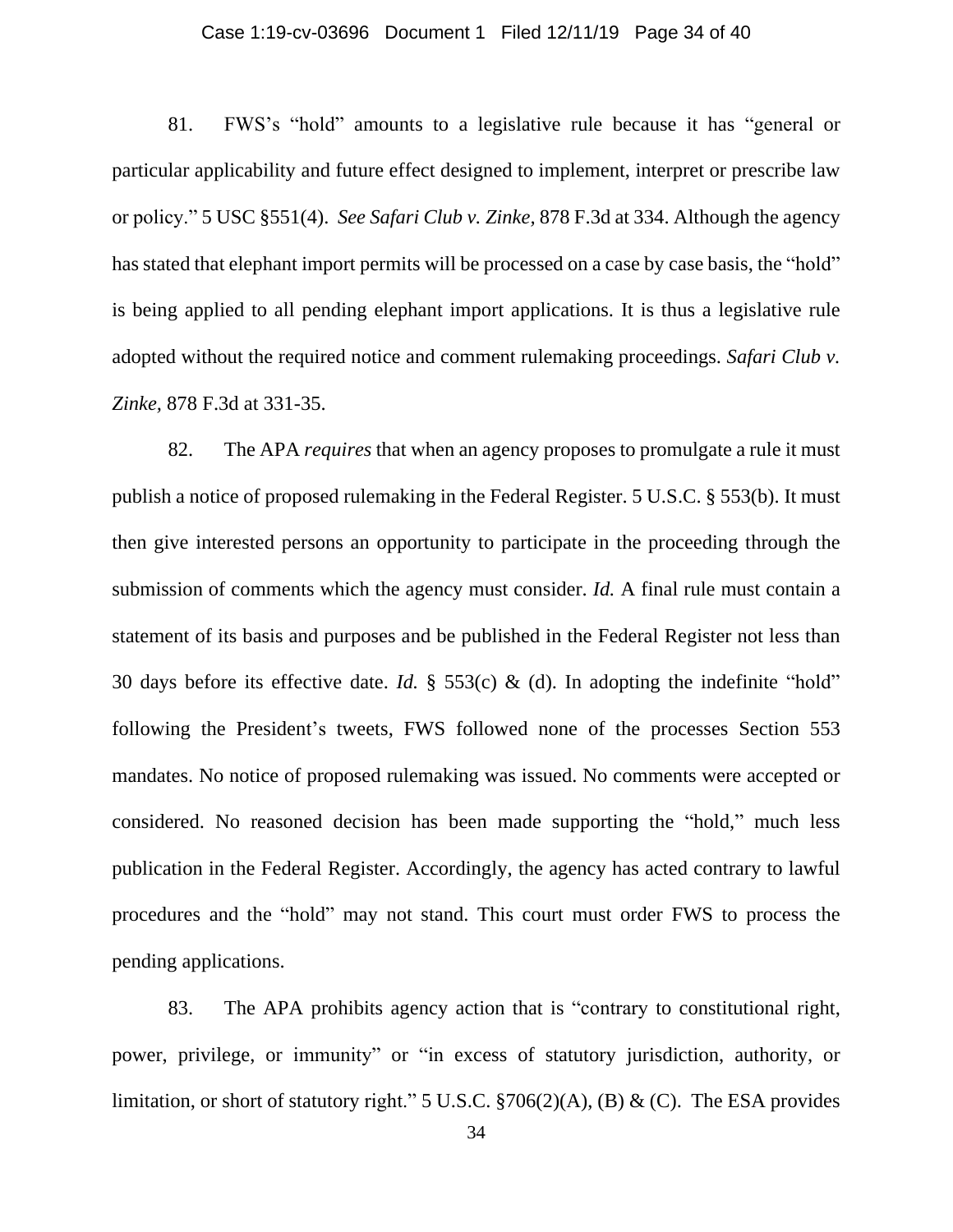81. FWS's "hold" amounts to a legislative rule because it has "general or particular applicability and future effect designed to implement, interpret or prescribe law or policy." 5 USC §551(4). *See Safari Club v. Zinke*, 878 F.3d at 334. Although the agency has stated that elephant import permits will be processed on a case by case basis, the "hold" is being applied to all pending elephant import applications. It is thus a legislative rule adopted without the required notice and comment rulemaking proceedings. *Safari Club v. Zinke,* 878 F.3d at 331-35.

82. The APA *requires* that when an agency proposes to promulgate a rule it must publish a notice of proposed rulemaking in the Federal Register. 5 U.S.C. § 553(b). It must then give interested persons an opportunity to participate in the proceeding through the submission of comments which the agency must consider. *Id.* A final rule must contain a statement of its basis and purposes and be published in the Federal Register not less than 30 days before its effective date. *Id.* § 553(c) & (d). In adopting the indefinite "hold" following the President's tweets, FWS followed none of the processes Section 553 mandates. No notice of proposed rulemaking was issued. No comments were accepted or considered. No reasoned decision has been made supporting the "hold," much less publication in the Federal Register. Accordingly, the agency has acted contrary to lawful procedures and the "hold" may not stand. This court must order FWS to process the pending applications.

83. The APA prohibits agency action that is "contrary to constitutional right, power, privilege, or immunity" or "in excess of statutory jurisdiction, authority, or limitation, or short of statutory right." 5 U.S.C. §706(2)(A), (B) & (C). The ESA provides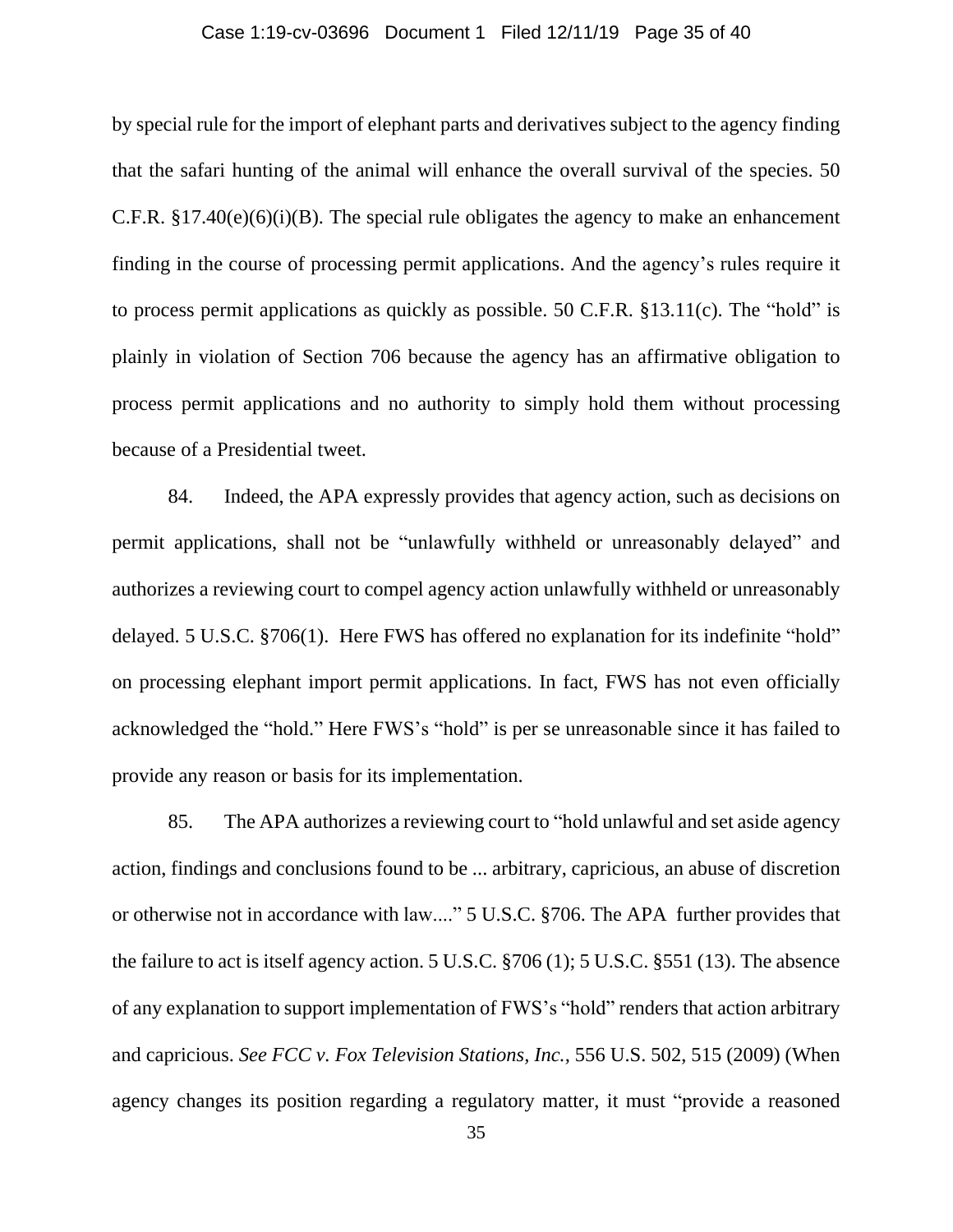by special rule for the import of elephant parts and derivatives subject to the agency finding that the safari hunting of the animal will enhance the overall survival of the species. 50 C.F.R. §17.40(e)(6)(i)(B). The special rule obligates the agency to make an enhancement finding in the course of processing permit applications. And the agency's rules require it to process permit applications as quickly as possible. 50 C.F.R. §13.11(c). The "hold" is plainly in violation of Section 706 because the agency has an affirmative obligation to process permit applications and no authority to simply hold them without processing because of a Presidential tweet.

84. Indeed, the APA expressly provides that agency action, such as decisions on permit applications, shall not be "unlawfully withheld or unreasonably delayed" and authorizes a reviewing court to compel agency action unlawfully withheld or unreasonably delayed. 5 U.S.C. §706(1). Here FWS has offered no explanation for its indefinite "hold" on processing elephant import permit applications. In fact, FWS has not even officially acknowledged the "hold." Here FWS's "hold" is per se unreasonable since it has failed to provide any reason or basis for its implementation.

85. The APA authorizes a reviewing court to "hold unlawful and set aside agency action, findings and conclusions found to be ... arbitrary, capricious, an abuse of discretion or otherwise not in accordance with law...." 5 U.S.C. §706. The APA further provides that the failure to act is itself agency action. 5 U.S.C. §706 (1); 5 U.S.C. §551 (13). The absence of any explanation to support implementation of FWS's "hold" renders that action arbitrary and capricious. *See FCC v. Fox Television Stations, Inc.*, 556 U.S. 502, 515 (2009) (When agency changes its position regarding a regulatory matter, it must "provide a reasoned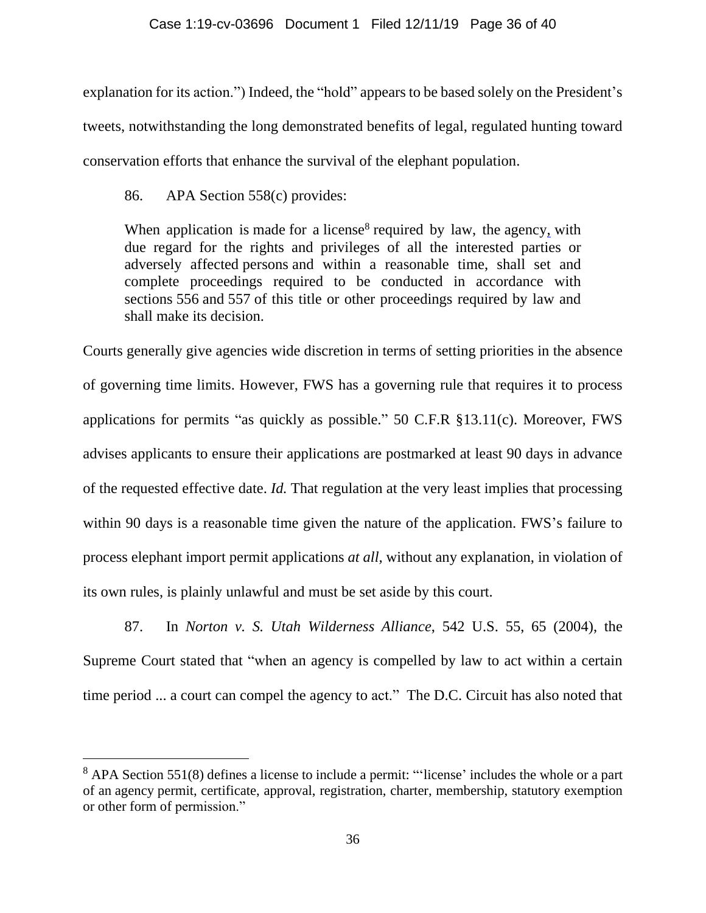explanation for its action.") Indeed, the "hold" appears to be based solely on the President's tweets, notwithstanding the long demonstrated benefits of legal, regulated hunting toward conservation efforts that enhance the survival of the elephant population.

86. APA Section 558(c) provides:

> When application is made for a license[8] required by law, the agency, with due regard for the rights and privileges of all the interested parties or adversely affected persons and within a reasonable time, shall set and complete proceedings required to be conducted in accordance with sections 556 and 557 of this title or other proceedings required by law and shall make its decision.

Courts generally give agencies wide discretion in terms of setting priorities in the absence of governing time limits. However, FWS has a governing rule that requires it to process applications for permits "as quickly as possible." 50 C.F.R §13.11(c). Moreover, FWS advises applicants to ensure their applications are postmarked at least 90 days in advance of the requested effective date. *Id.* That regulation at the very least implies that processing within 90 days is a reasonable time given the nature of the application. FWS's failure to process elephant import permit applications *at all,* without any explanation, in violation of its own rules, is plainly unlawful and must be set aside by this court.

87. In *Norton v. S. Utah Wilderness Alliance*, 542 U.S. 55, 65 (2004), the Supreme Court stated that "when an agency is compelled by law to act within a certain time period ... a court can compel the agency to act." The D.C. Circuit has also noted that

[8] APA Section 551(8) defines a license to include a permit: "'license' includes the whole or a part of an agency permit, certificate, approval, registration, charter, membership, statutory exemption or other form of permission."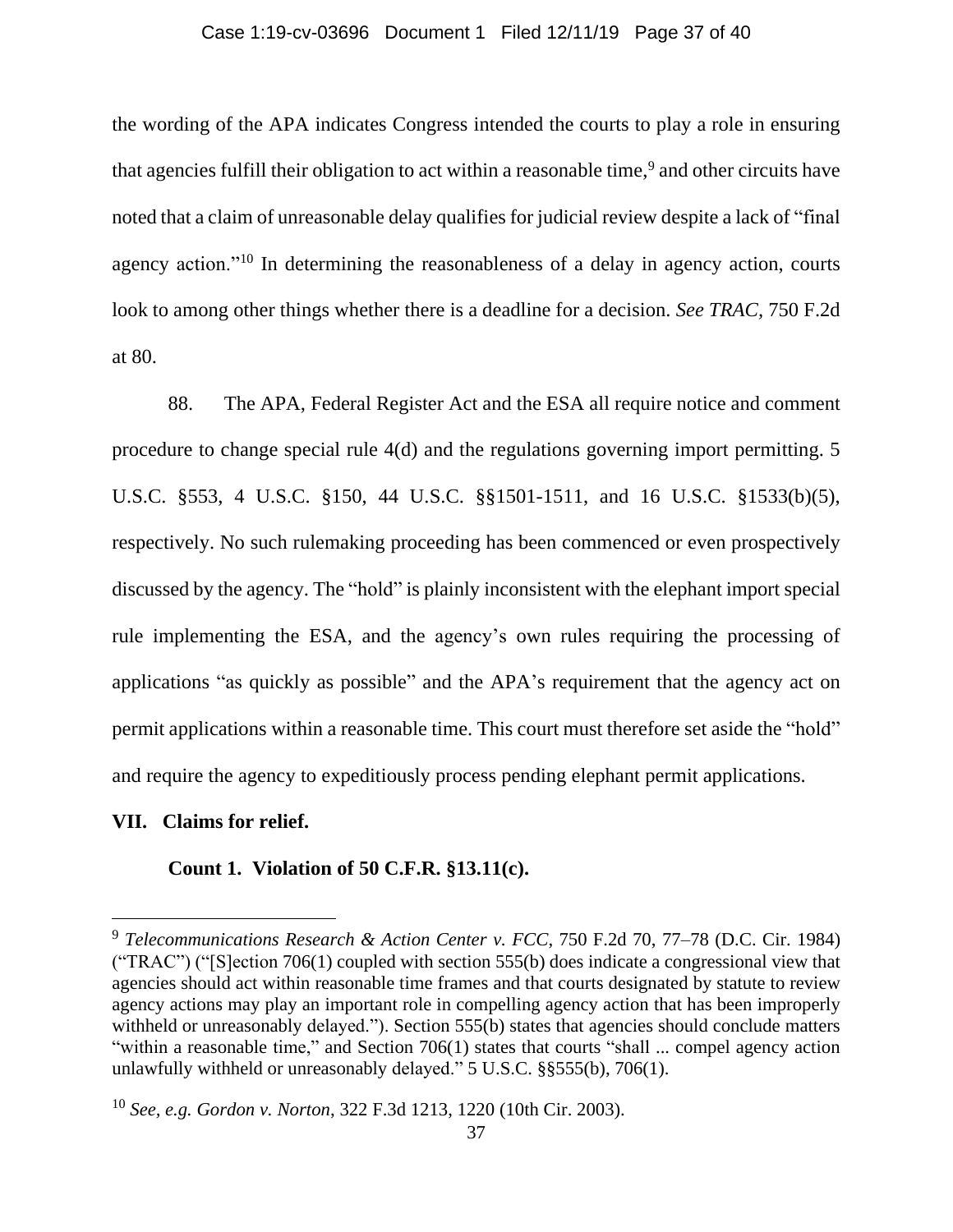the wording of the APA indicates Congress intended the courts to play a role in ensuring that agencies fulfill their obligation to act within a reasonable time,[9] and other circuits have noted that a claim of unreasonable delay qualifies for judicial review despite a lack of "final agency action."[10] In determining the reasonableness of a delay in agency action, courts look to among other things whether there is a deadline for a decision. *See TRAC*, 750 F.2d at 80.

88. The APA, Federal Register Act and the ESA all require notice and comment procedure to change special rule 4(d) and the regulations governing import permitting. 5 U.S.C. §553, 4 U.S.C. §150, 44 U.S.C. §§1501-1511, and 16 U.S.C. §1533(b)(5), respectively. No such rulemaking proceeding has been commenced or even prospectively discussed by the agency. The "hold" is plainly inconsistent with the elephant import special rule implementing the ESA, and the agency's own rules requiring the processing of applications "as quickly as possible" and the APA's requirement that the agency act on permit applications within a reasonable time. This court must therefore set aside the "hold" and require the agency to expeditiously process pending elephant permit applications.

## VII. Claims for relief.

### Count 1. Violation of 50 C.F.R. §13.11(c).

---

[9] *Telecommunications Research & Action Center v. FCC*, 750 F.2d 70, 77–78 (D.C. Cir. 1984) ("TRAC") ("[S]ection 706(1) coupled with section 555(b) does indicate a congressional view that agencies should act within reasonable time frames and that courts designated by statute to review agency actions may play an important role in compelling agency action that has been improperly withheld or unreasonably delayed."). Section 555(b) states that agencies should conclude matters "within a reasonable time," and Section 706(1) states that courts "shall ... compel agency action unlawfully withheld or unreasonably delayed." 5 U.S.C. §§555(b), 706(1).

[10] *See, e.g. Gordon v. Norton*, 322 F.3d 1213, 1220 (10th Cir. 2003).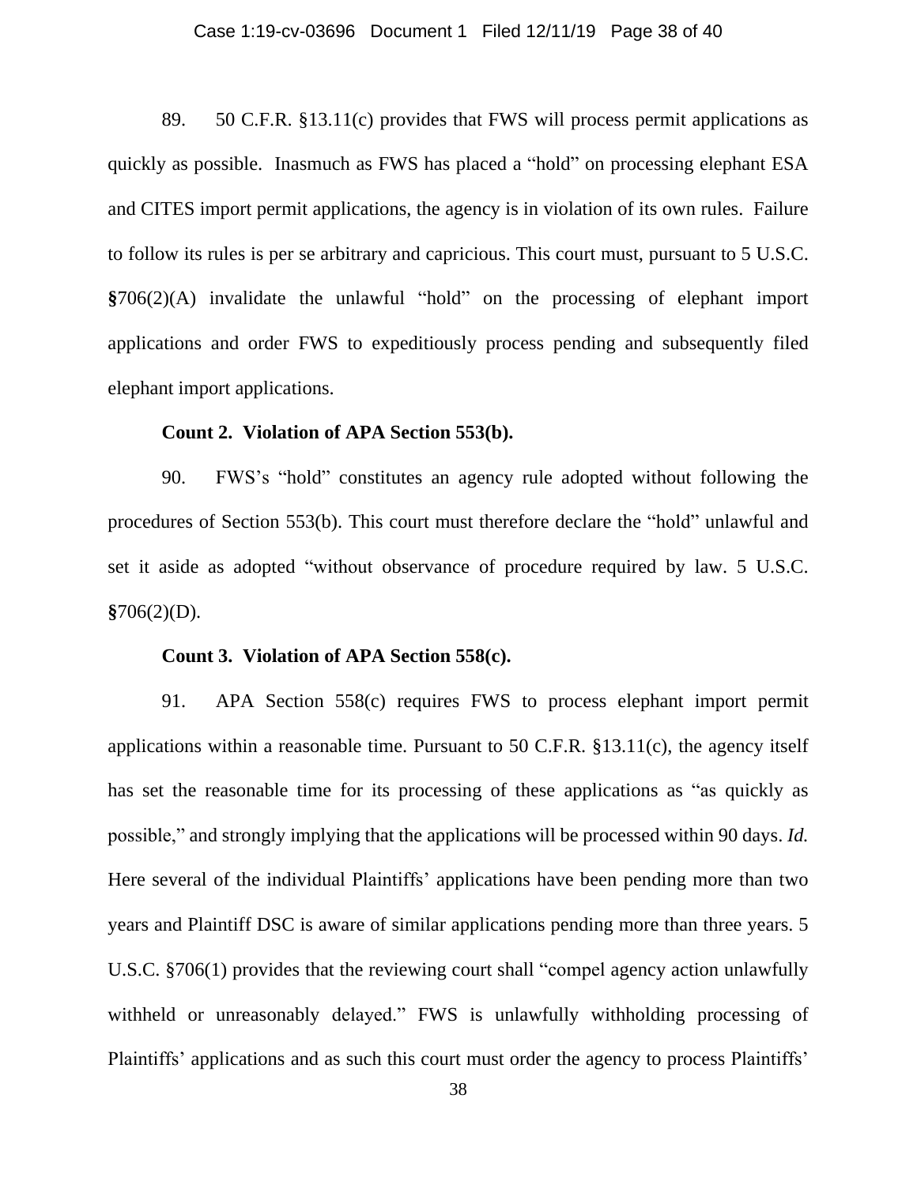89. 50 C.F.R. §13.11(c) provides that FWS will process permit applications as quickly as possible. Inasmuch as FWS has placed a "hold" on processing elephant ESA and CITES import permit applications, the agency is in violation of its own rules. Failure to follow its rules is per se arbitrary and capricious. This court must, pursuant to 5 U.S.C. **§**706(2)(A) invalidate the unlawful "hold" on the processing of elephant import applications and order FWS to expeditiously process pending and subsequently filed elephant import applications.

**Count 2. Violation of APA Section 553(b).**

90. FWS's "hold" constitutes an agency rule adopted without following the procedures of Section 553(b). This court must therefore declare the "hold" unlawful and set it aside as adopted "without observance of procedure required by law. 5 U.S.C. **§**706(2)(D).

**Count 3. Violation of APA Section 558(c).**

91. APA Section 558(c) requires FWS to process elephant import permit applications within a reasonable time. Pursuant to 50 C.F.R. §13.11(c), the agency itself has set the reasonable time for its processing of these applications as "as quickly as possible," and strongly implying that the applications will be processed within 90 days. *Id.* Here several of the individual Plaintiffs' applications have been pending more than two years and Plaintiff DSC is aware of similar applications pending more than three years. 5 U.S.C. §706(1) provides that the reviewing court shall "compel agency action unlawfully withheld or unreasonably delayed." FWS is unlawfully withholding processing of Plaintiffs' applications and as such this court must order the agency to process Plaintiffs'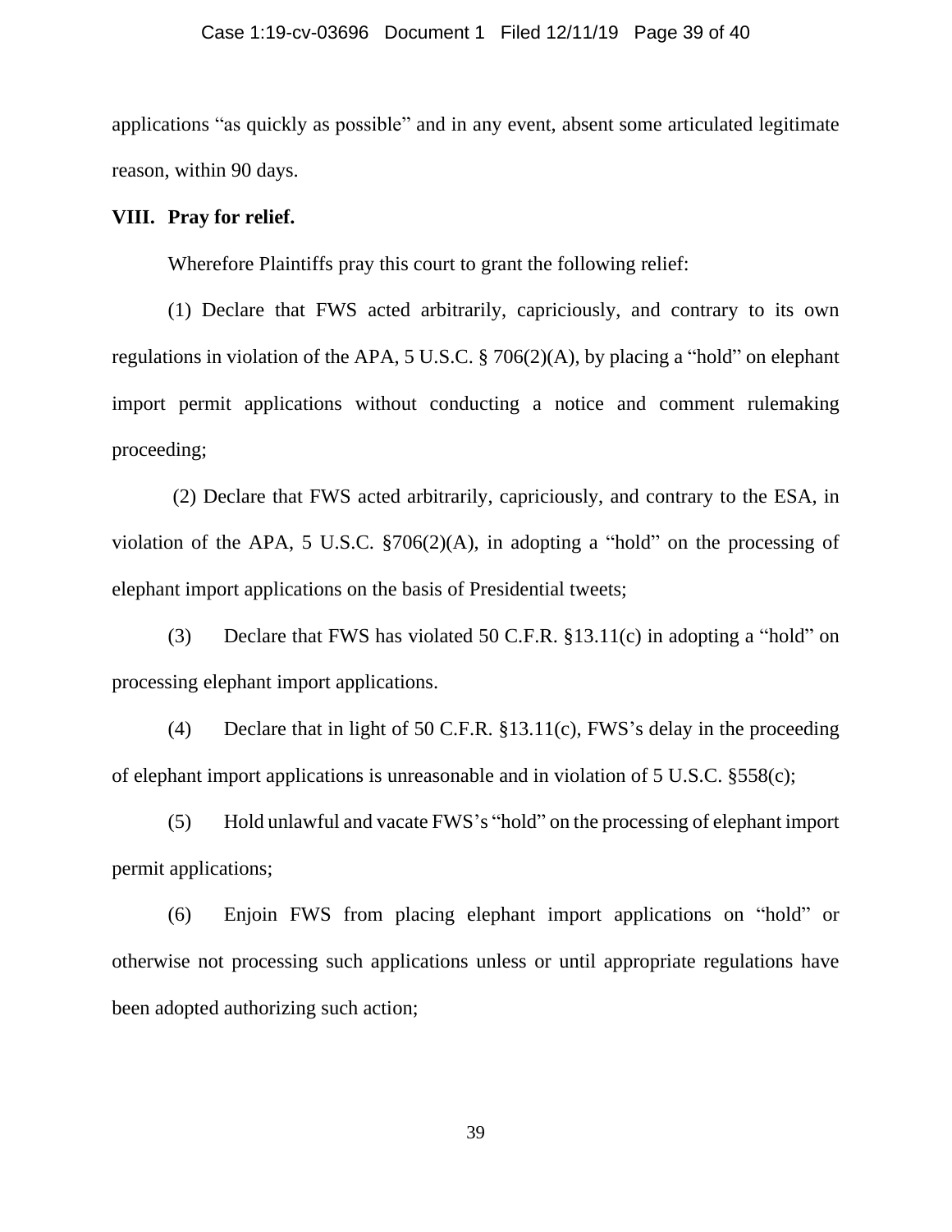applications "as quickly as possible" and in any event, absent some articulated legitimate reason, within 90 days.

## VIII. Pray for relief.

Wherefore Plaintiffs pray this court to grant the following relief:

(1) Declare that FWS acted arbitrarily, capriciously, and contrary to its own regulations in violation of the APA, 5 U.S.C. § 706(2)(A), by placing a "hold" on elephant import permit applications without conducting a notice and comment rulemaking proceeding;

(2) Declare that FWS acted arbitrarily, capriciously, and contrary to the ESA, in violation of the APA, 5 U.S.C. §706(2)(A), in adopting a "hold" on the processing of elephant import applications on the basis of Presidential tweets;

(3) Declare that FWS has violated 50 C.F.R. §13.11(c) in adopting a "hold" on processing elephant import applications.

(4) Declare that in light of 50 C.F.R. §13.11(c), FWS's delay in the proceeding of elephant import applications is unreasonable and in violation of 5 U.S.C. §558(c);

(5) Hold unlawful and vacate FWS's "hold" on the processing of elephant import permit applications;

(6) Enjoin FWS from placing elephant import applications on "hold" or otherwise not processing such applications unless or until appropriate regulations have been adopted authorizing such action;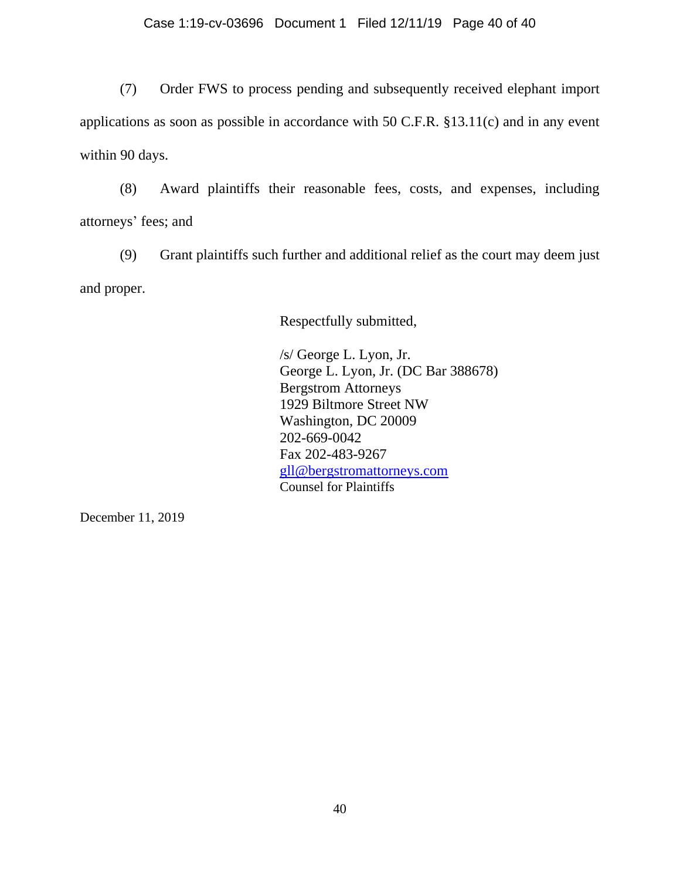(7) Order FWS to process pending and subsequently received elephant import applications as soon as possible in accordance with 50 C.F.R. §13.11(c) and in any event within 90 days.

(8) Award plaintiffs their reasonable fees, costs, and expenses, including attorneys' fees; and

(9) Grant plaintiffs such further and additional relief as the court may deem just and proper.

Respectfully submitted,

/s/ George L. Lyon, Jr.  
George L. Lyon, Jr. (DC Bar 388678)  
Bergstrom Attorneys  
1929 Biltmore Street NW  
Washington, DC 20009  
202-669-0042  
Fax 202-483-9267  
gll@bergstromattorneys.com  
Counsel for Plaintiffs

December 11, 2019